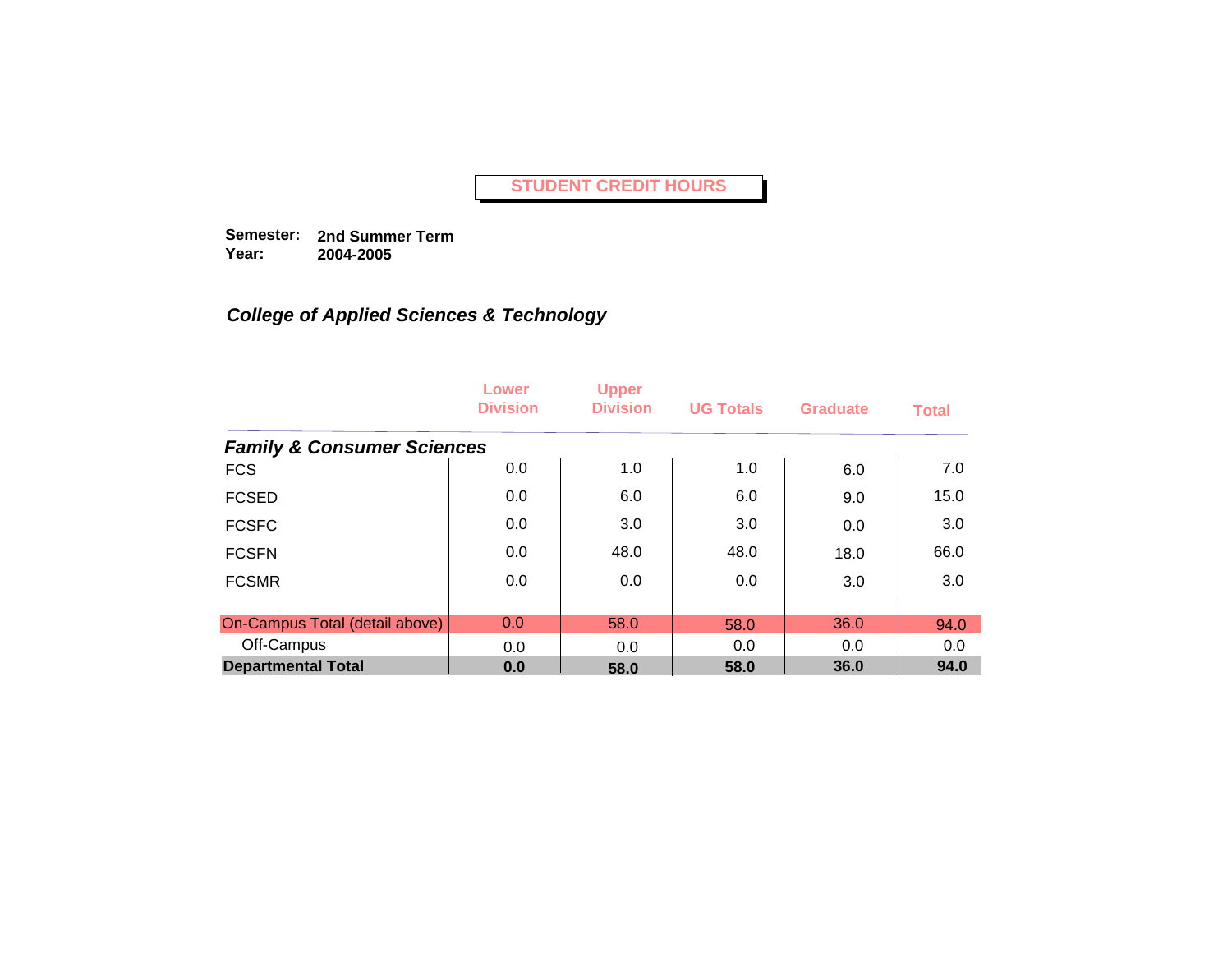# STUDENT CREDIT HOURS

**Semester:** **2nd Summer Term**
**Year:** **2004-2005**

### *College of Applied Sciences & Technology*

| | Lower Division | Upper Division | UG Totals | Graduate | Total |
|---|---|---|---|---|---|
| ***Family & Consumer Sciences*** | | | | | |
| FCS | 0.0 | 1.0 | 1.0 | 6.0 | 7.0 |
| FCSED | 0.0 | 6.0 | 6.0 | 9.0 | 15.0 |
| FCSFC | 0.0 | 3.0 | 3.0 | 0.0 | 3.0 |
| FCSFN | 0.0 | 48.0 | 48.0 | 18.0 | 66.0 |
| FCSMR | 0.0 | 0.0 | 0.0 | 3.0 | 3.0 |
| On-Campus Total (detail above) | 0.0 | 58.0 | 58.0 | 36.0 | 94.0 |
| Off-Campus | 0.0 | 0.0 | 0.0 | 0.0 | 0.0 |
| **Departmental Total** | **0.0** | **58.0** | **58.0** | **36.0** | **94.0** |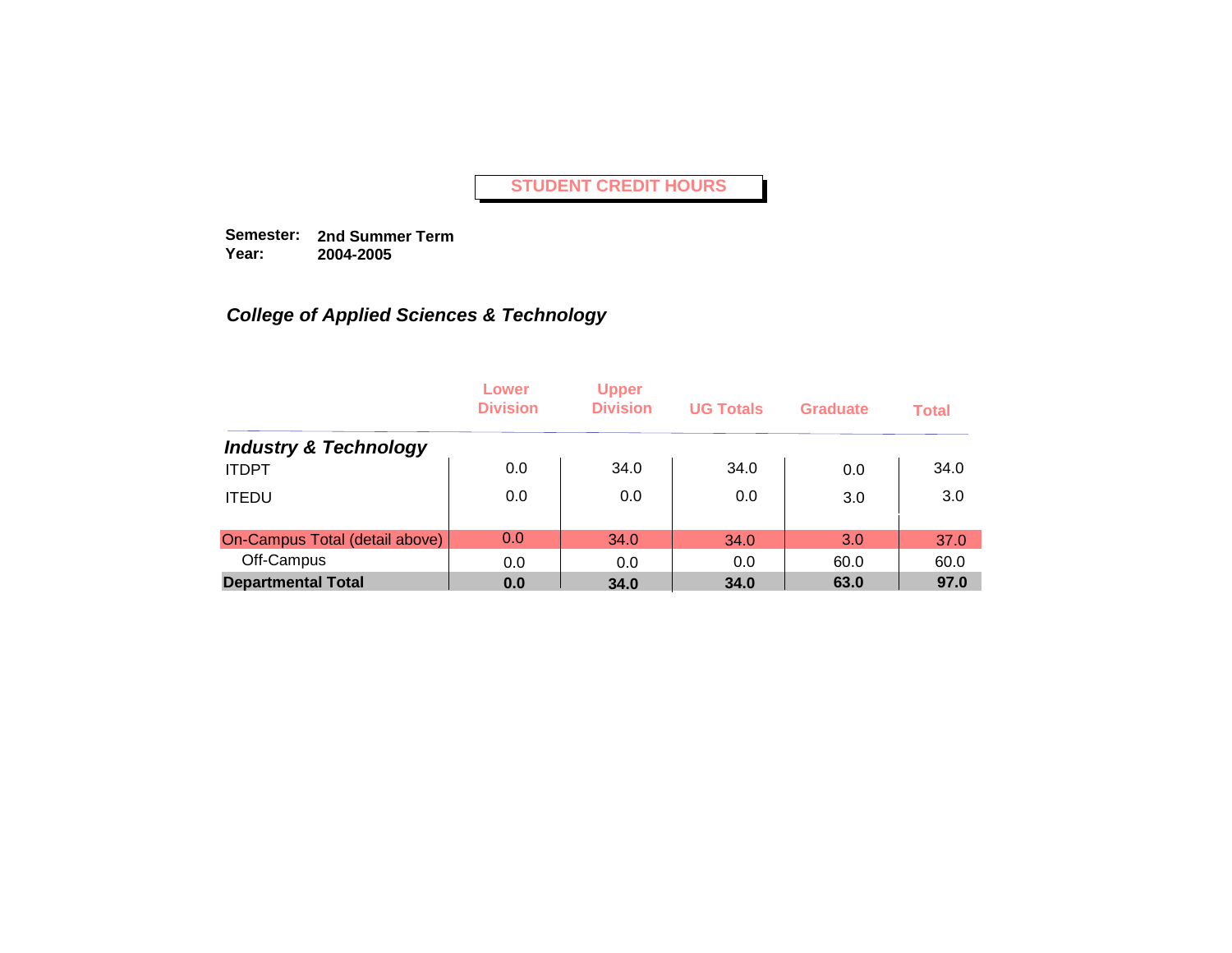# STUDENT CREDIT HOURS

**Semester:** **2nd Summer Term**
**Year:** **2004-2005**

## *College of Applied Sciences & Technology*

| | Lower Division | Upper Division | UG Totals | Graduate | Total |
|---|---|---|---|---|---|
| ***Industry & Technology*** | | | | | |
| ITDPT | 0.0 | 34.0 | 34.0 | 0.0 | 34.0 |
| ITEDU | 0.0 | 0.0 | 0.0 | 3.0 | 3.0 |
| On-Campus Total (detail above) | 0.0 | 34.0 | 34.0 | 3.0 | 37.0 |
| Off-Campus | 0.0 | 0.0 | 0.0 | 60.0 | 60.0 |
| **Departmental Total** | **0.0** | **34.0** | **34.0** | **63.0** | **97.0** |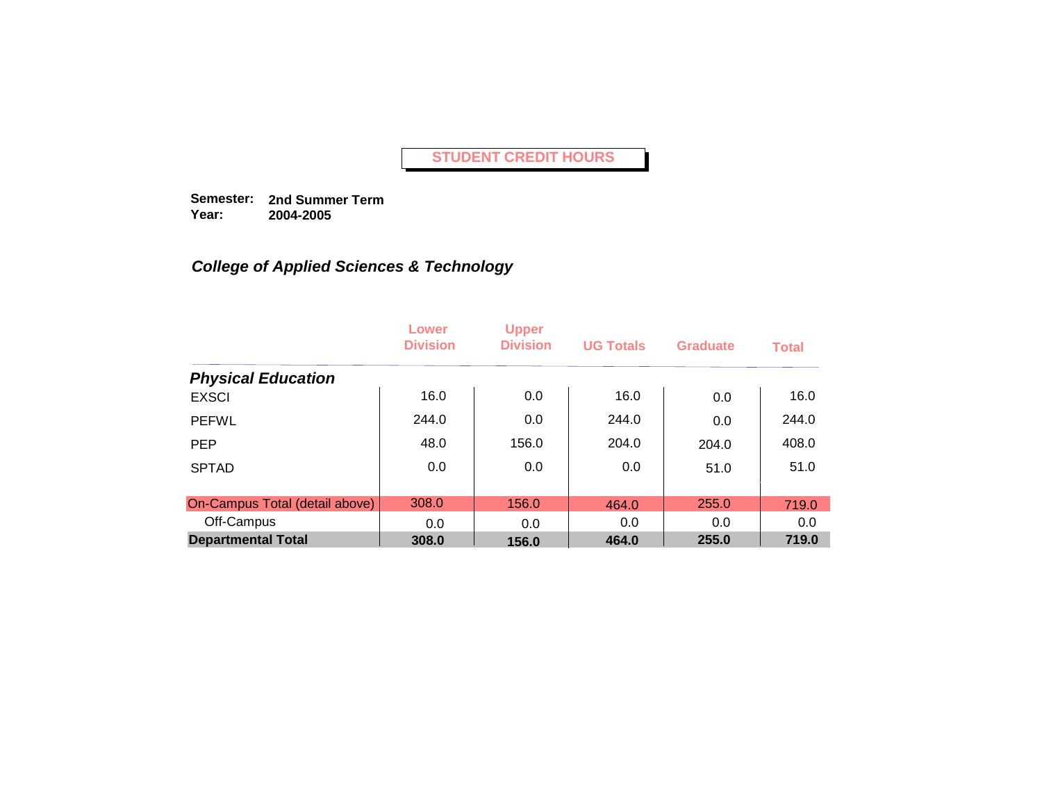# STUDENT CREDIT HOURS

**Semester:** **2nd Summer Term**
**Year:** **2004-2005**

## *College of Applied Sciences & Technology*

| | Lower Division | Upper Division | UG Totals | Graduate | Total |
|---|---|---|---|---|---|
| ***Physical Education*** | | | | | |
| EXSCI | 16.0 | 0.0 | 16.0 | 0.0 | 16.0 |
| PEFWL | 244.0 | 0.0 | 244.0 | 0.0 | 244.0 |
| PEP | 48.0 | 156.0 | 204.0 | 204.0 | 408.0 |
| SPTAD | 0.0 | 0.0 | 0.0 | 51.0 | 51.0 |
| On-Campus Total (detail above) | 308.0 | 156.0 | 464.0 | 255.0 | 719.0 |
| Off-Campus | 0.0 | 0.0 | 0.0 | 0.0 | 0.0 |
| **Departmental Total** | **308.0** | **156.0** | **464.0** | **255.0** | **719.0** |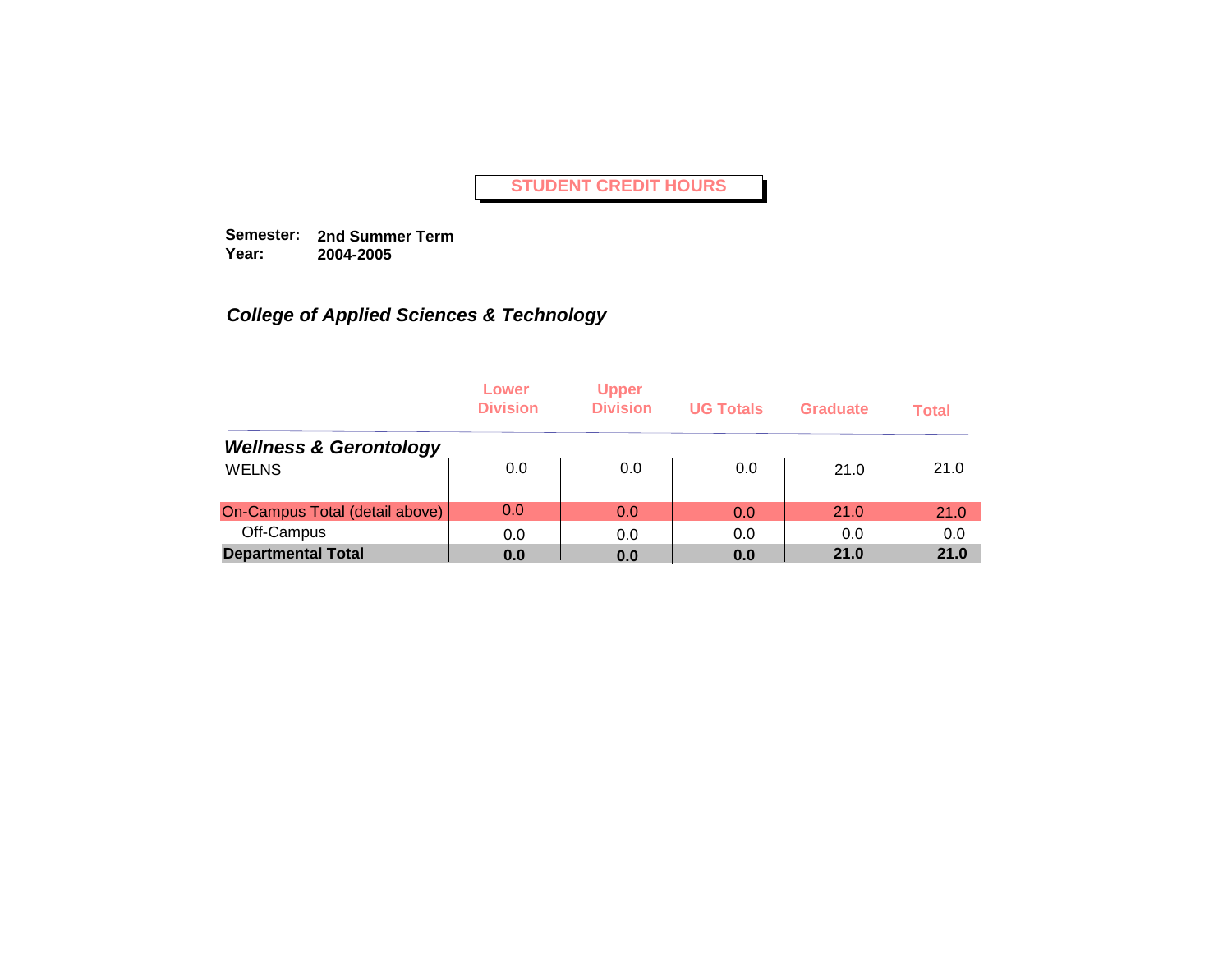# STUDENT CREDIT HOURS

**Semester:** **2nd Summer Term**
**Year:** **2004-2005**

## *College of Applied Sciences & Technology*

| | Lower Division | Upper Division | UG Totals | Graduate | Total |
|---|---|---|---|---|---|
| ***Wellness & Gerontology*** | | | | | |
| WELNS | 0.0 | 0.0 | 0.0 | 21.0 | 21.0 |
| On-Campus Total (detail above) | 0.0 | 0.0 | 0.0 | 21.0 | 21.0 |
| Off-Campus | 0.0 | 0.0 | 0.0 | 0.0 | 0.0 |
| **Departmental Total** | **0.0** | **0.0** | **0.0** | **21.0** | **21.0** |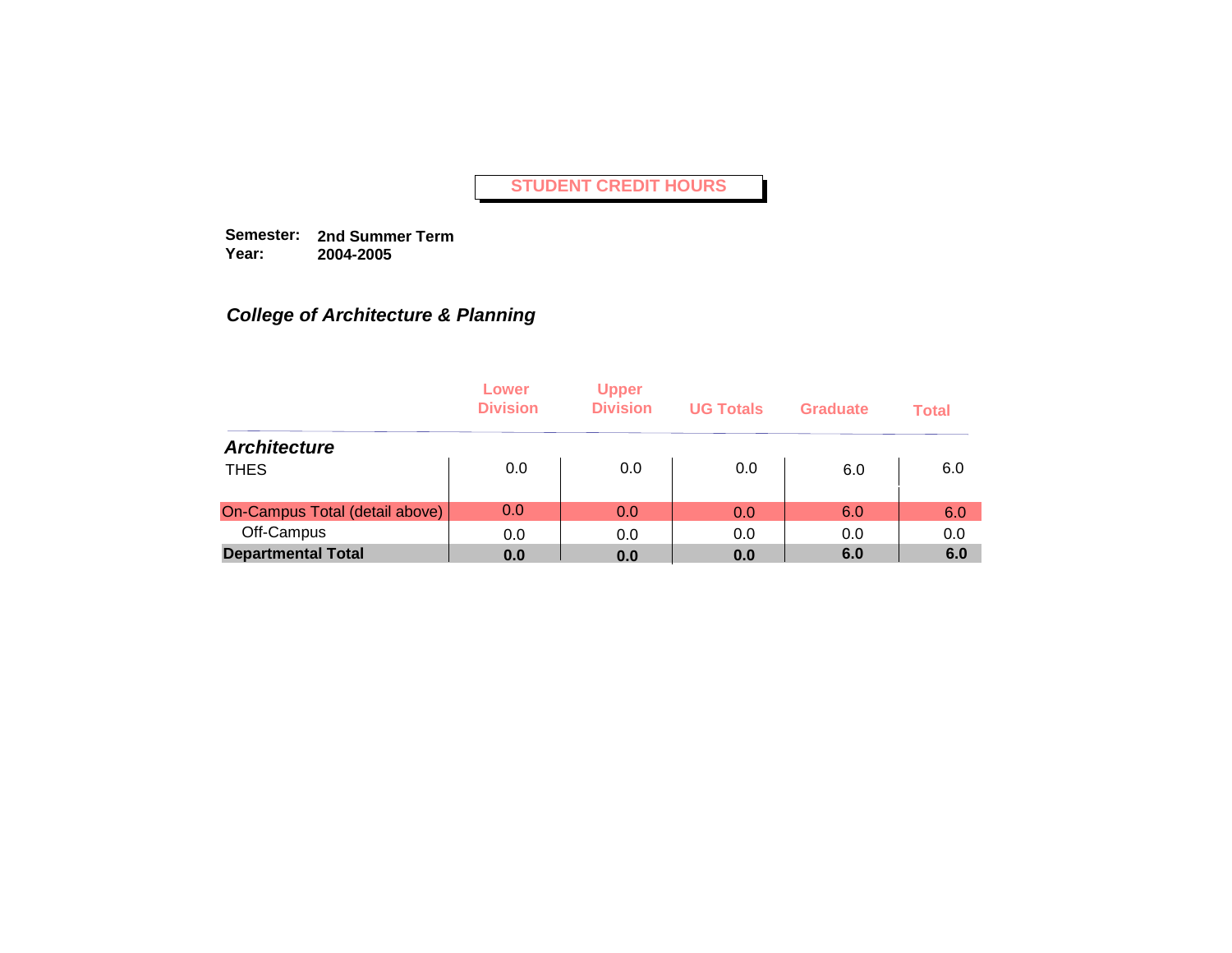## STUDENT CREDIT HOURS

**Semester:** **2nd Summer Term**
**Year:** **2004-2005**

### *College of Architecture & Planning*

| | Lower Division | Upper Division | UG Totals | Graduate | Total |
|---|---|---|---|---|---|
| ***Architecture*** | | | | | |
| THES | 0.0 | 0.0 | 0.0 | 6.0 | 6.0 |
| On-Campus Total (detail above) | 0.0 | 0.0 | 0.0 | 6.0 | 6.0 |
| Off-Campus | 0.0 | 0.0 | 0.0 | 0.0 | 0.0 |
| **Departmental Total** | **0.0** | **0.0** | **0.0** | **6.0** | **6.0** |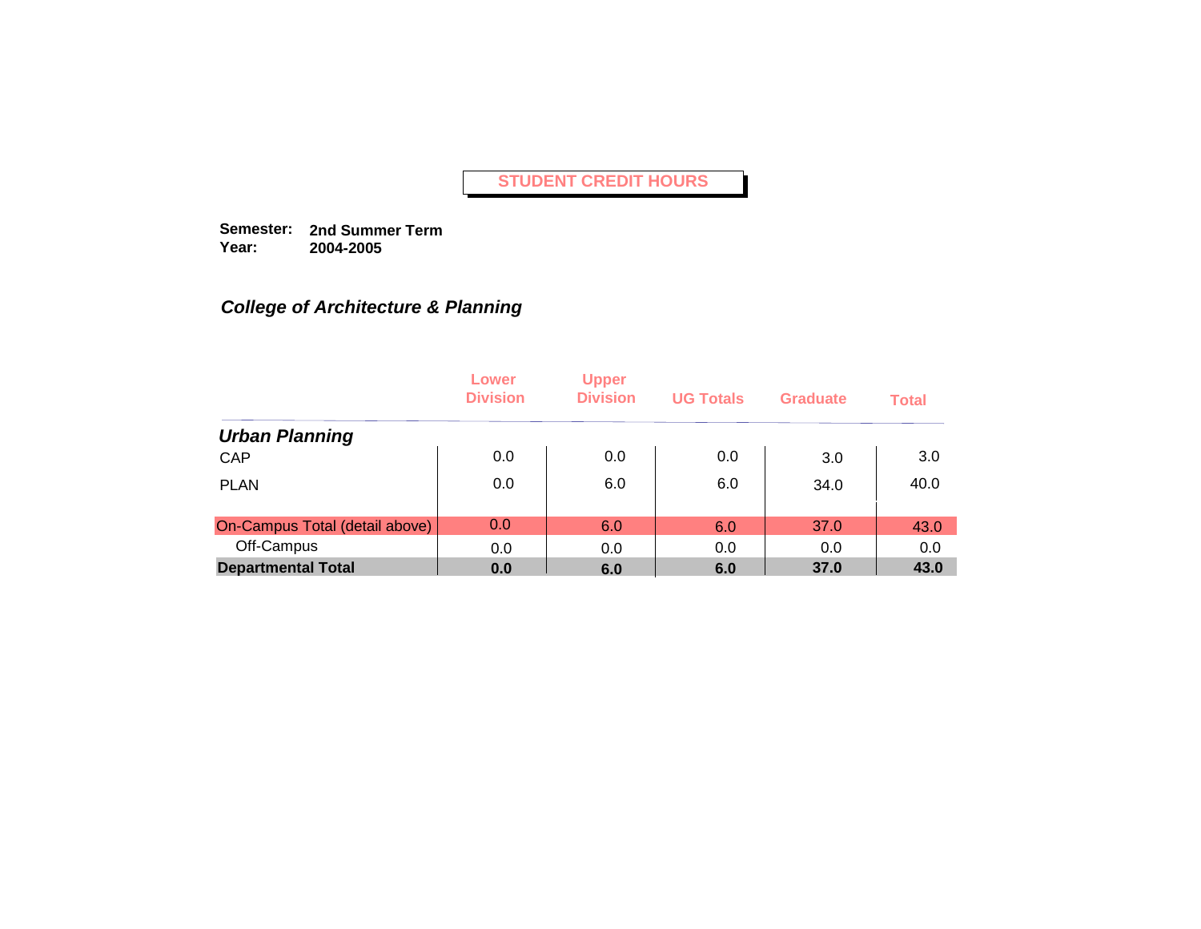# STUDENT CREDIT HOURS

**Semester:** **2nd Summer Term**
**Year:** **2004-2005**

### *College of Architecture & Planning*

| | Lower Division | Upper Division | UG Totals | Graduate | Total |
|---|---|---|---|---|---|
| ***Urban Planning*** | | | | | |
| CAP | 0.0 | 0.0 | 0.0 | 3.0 | 3.0 |
| PLAN | 0.0 | 6.0 | 6.0 | 34.0 | 40.0 |
| On-Campus Total (detail above) | 0.0 | 6.0 | 6.0 | 37.0 | 43.0 |
| Off-Campus | 0.0 | 0.0 | 0.0 | 0.0 | 0.0 |
| **Departmental Total** | **0.0** | **6.0** | **6.0** | **37.0** | **43.0** |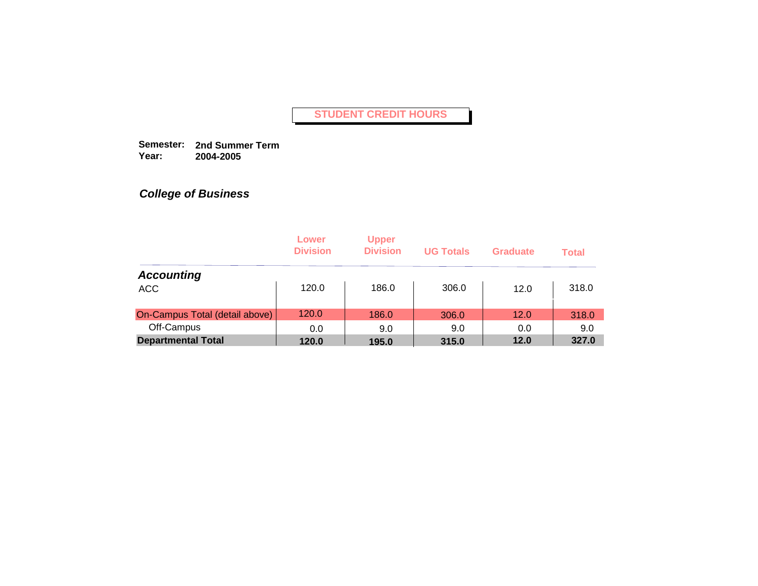# STUDENT CREDIT HOURS

**Semester:** **2nd Summer Term**
**Year:** **2004-2005**

## *College of Business*

| | Lower Division | Upper Division | UG Totals | Graduate | Total |
|---|---|---|---|---|---|
| ***Accounting*** | | | | | |
| ACC | 120.0 | 186.0 | 306.0 | 12.0 | 318.0 |
| On-Campus Total (detail above) | 120.0 | 186.0 | 306.0 | 12.0 | 318.0 |
| Off-Campus | 0.0 | 9.0 | 9.0 | 0.0 | 9.0 |
| **Departmental Total** | **120.0** | **195.0** | **315.0** | **12.0** | **327.0** |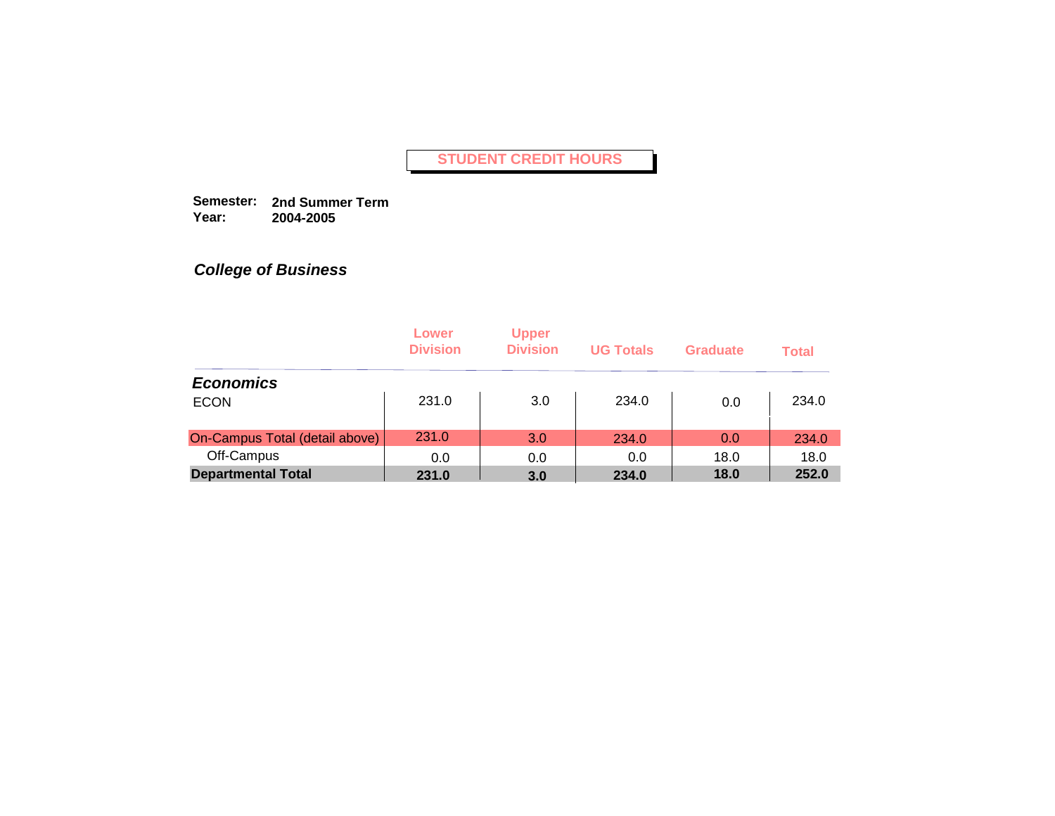# STUDENT CREDIT HOURS

**Semester:** **2nd Summer Term**
**Year:** **2004-2005**

***College of Business***

| | Lower Division | Upper Division | UG Totals | Graduate | Total |
|---|---|---|---|---|---|
| ***Economics*** | | | | | |
| ECON | 231.0 | 3.0 | 234.0 | 0.0 | 234.0 |
| On-Campus Total (detail above) | 231.0 | 3.0 | 234.0 | 0.0 | 234.0 |
| Off-Campus | 0.0 | 0.0 | 0.0 | 18.0 | 18.0 |
| **Departmental Total** | **231.0** | **3.0** | **234.0** | **18.0** | **252.0** |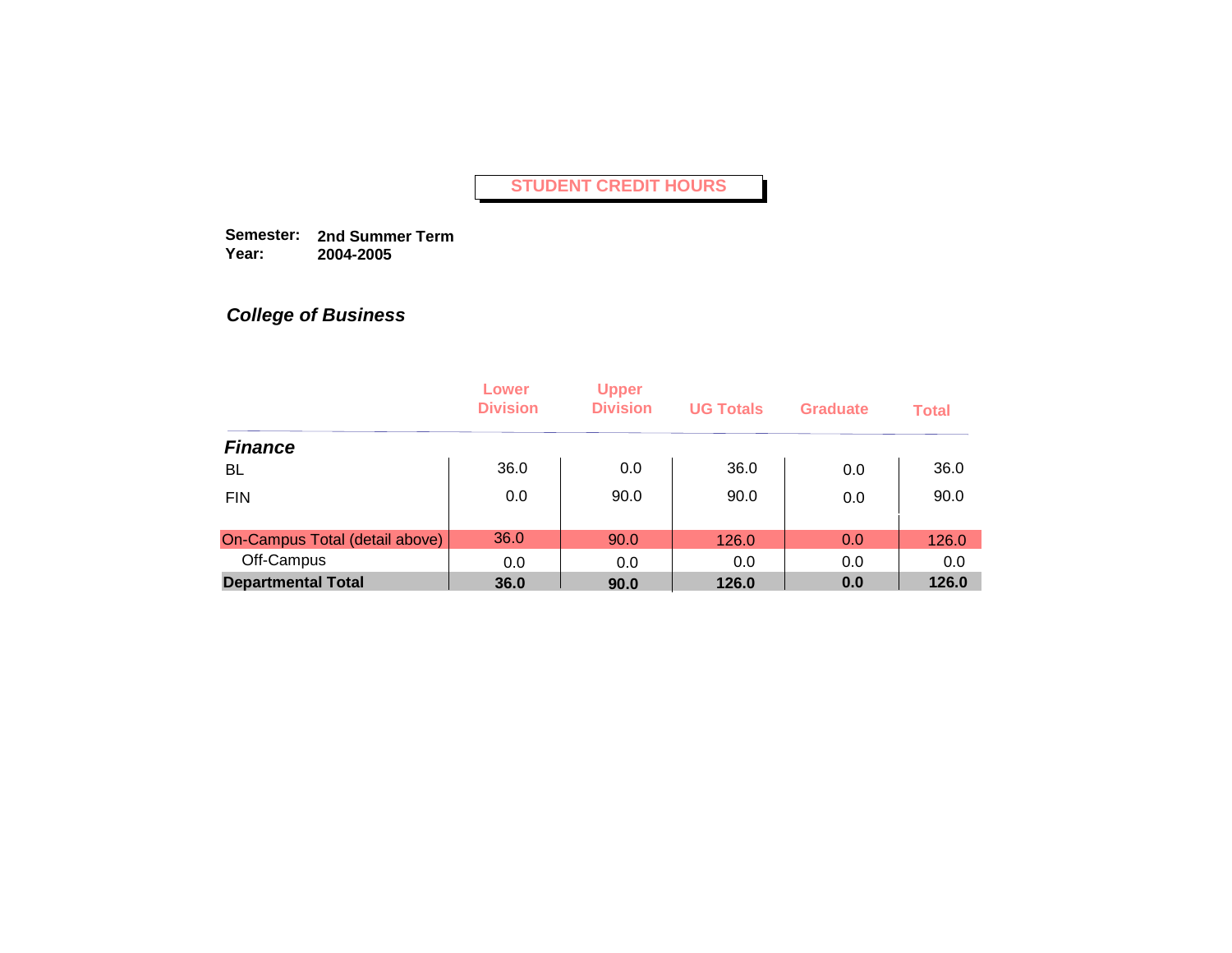# STUDENT CREDIT HOURS

**Semester:** **2nd Summer Term**
**Year:** **2004-2005**

***College of Business***

| | Lower Division | Upper Division | UG Totals | Graduate | Total |
|---|---|---|---|---|---|
| ***Finance*** | | | | | |
| BL | 36.0 | 0.0 | 36.0 | 0.0 | 36.0 |
| FIN | 0.0 | 90.0 | 90.0 | 0.0 | 90.0 |
| On-Campus Total (detail above) | 36.0 | 90.0 | 126.0 | 0.0 | 126.0 |
| Off-Campus | 0.0 | 0.0 | 0.0 | 0.0 | 0.0 |
| **Departmental Total** | **36.0** | **90.0** | **126.0** | **0.0** | **126.0** |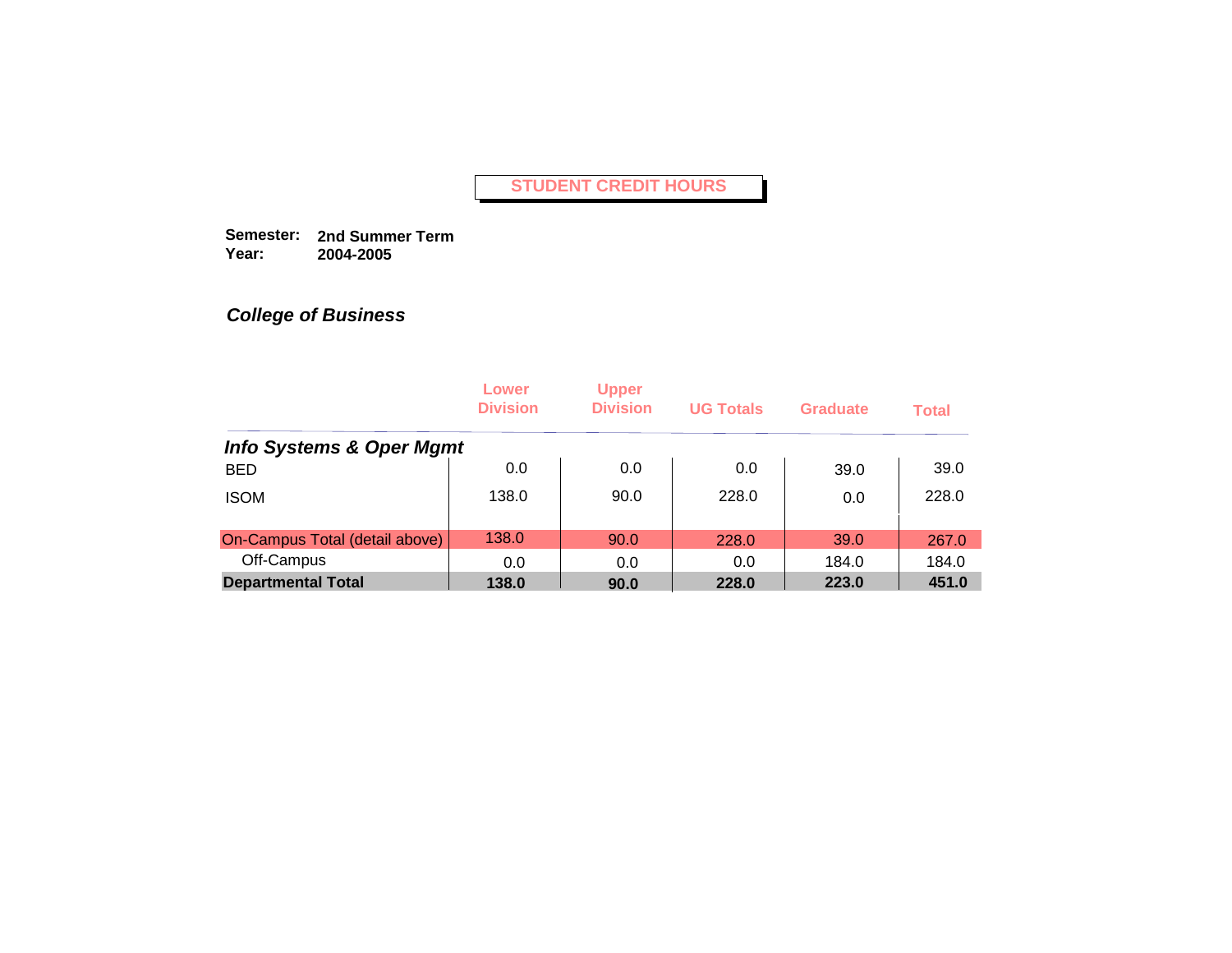# STUDENT CREDIT HOURS

**Semester:** **2nd Summer Term**
**Year:** **2004-2005**

***College of Business***

| | Lower Division | Upper Division | UG Totals | Graduate | Total |
|---|---|---|---|---|---|
| ***Info Systems & Oper Mgmt*** | | | | | |
| BED | 0.0 | 0.0 | 0.0 | 39.0 | 39.0 |
| ISOM | 138.0 | 90.0 | 228.0 | 0.0 | 228.0 |
| On-Campus Total (detail above) | 138.0 | 90.0 | 228.0 | 39.0 | 267.0 |
| Off-Campus | 0.0 | 0.0 | 0.0 | 184.0 | 184.0 |
| **Departmental Total** | **138.0** | **90.0** | **228.0** | **223.0** | **451.0** |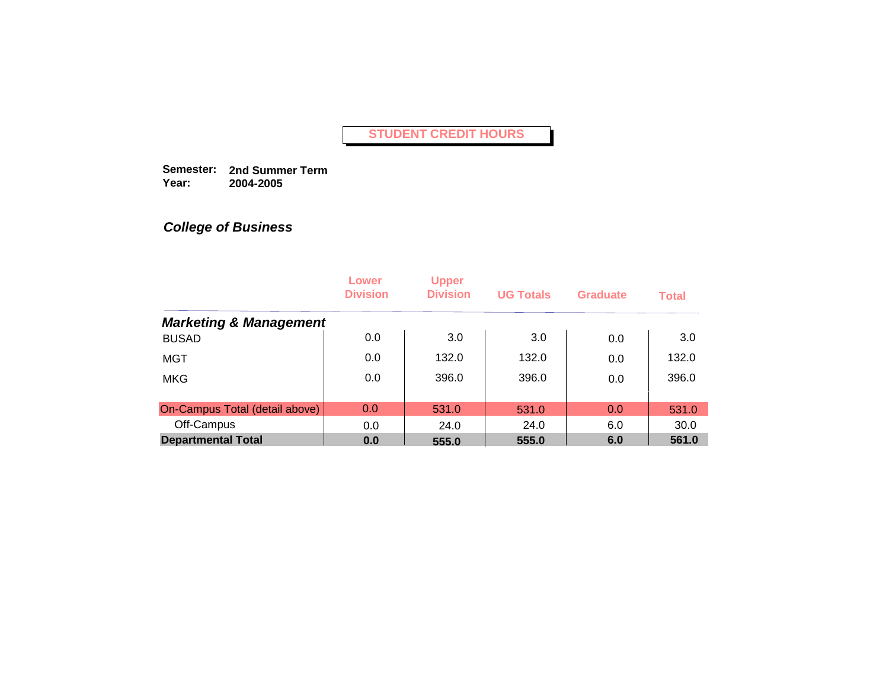# STUDENT CREDIT HOURS

**Semester:** **2nd Summer Term**
**Year:** **2004-2005**

### *College of Business*

| | Lower Division | Upper Division | UG Totals | Graduate | Total |
|---|---|---|---|---|---|
| ***Marketing & Management*** | | | | | |
| BUSAD | 0.0 | 3.0 | 3.0 | 0.0 | 3.0 |
| MGT | 0.0 | 132.0 | 132.0 | 0.0 | 132.0 |
| MKG | 0.0 | 396.0 | 396.0 | 0.0 | 396.0 |
| On-Campus Total (detail above) | 0.0 | 531.0 | 531.0 | 0.0 | 531.0 |
| Off-Campus | 0.0 | 24.0 | 24.0 | 6.0 | 30.0 |
| **Departmental Total** | **0.0** | **555.0** | **555.0** | **6.0** | **561.0** |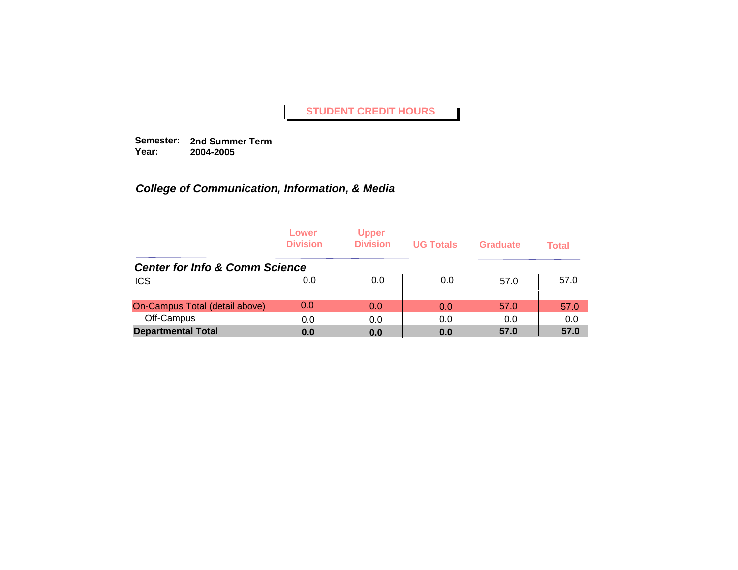# STUDENT CREDIT HOURS

**Semester:** **2nd Summer Term**
**Year:** **2004-2005**

## *College of Communication, Information, & Media*

| | Lower Division | Upper Division | UG Totals | Graduate | Total |
|---|---|---|---|---|---|
| ***Center for Info & Comm Science*** | | | | | |
| ICS | 0.0 | 0.0 | 0.0 | 57.0 | 57.0 |
| On-Campus Total (detail above) | 0.0 | 0.0 | 0.0 | 57.0 | 57.0 |
| Off-Campus | 0.0 | 0.0 | 0.0 | 0.0 | 0.0 |
| **Departmental Total** | **0.0** | **0.0** | **0.0** | **57.0** | **57.0** |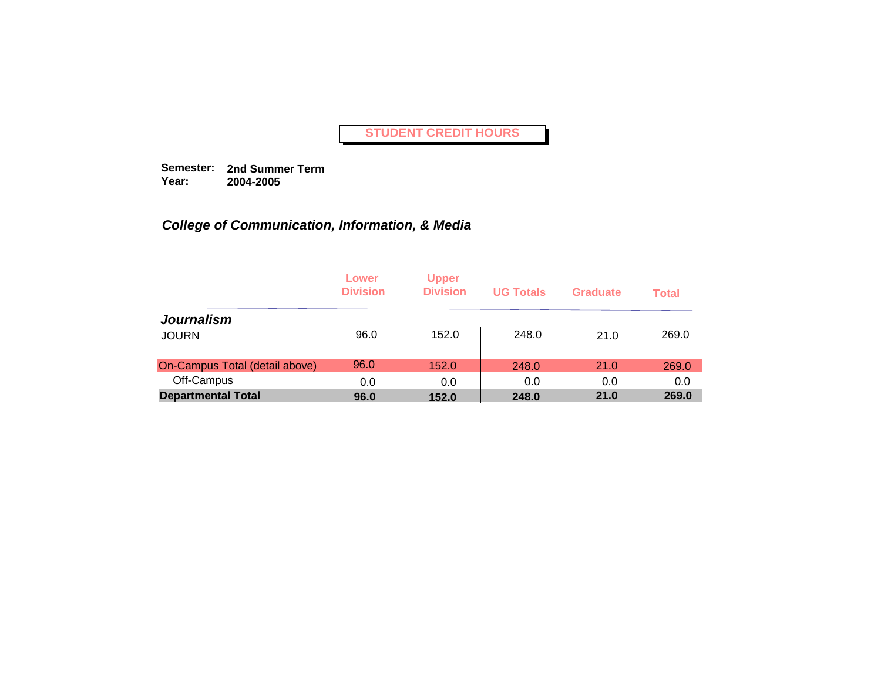## STUDENT CREDIT HOURS

**Semester:** **2nd Summer Term**
**Year:** **2004-2005**

### *College of Communication, Information, & Media*

| | Lower Division | Upper Division | UG Totals | Graduate | Total |
|---|---|---|---|---|---|
| ***Journalism*** | | | | | |
| JOURN | 96.0 | 152.0 | 248.0 | 21.0 | 269.0 |
| On-Campus Total (detail above) | 96.0 | 152.0 | 248.0 | 21.0 | 269.0 |
| Off-Campus | 0.0 | 0.0 | 0.0 | 0.0 | 0.0 |
| **Departmental Total** | **96.0** | **152.0** | **248.0** | **21.0** | **269.0** |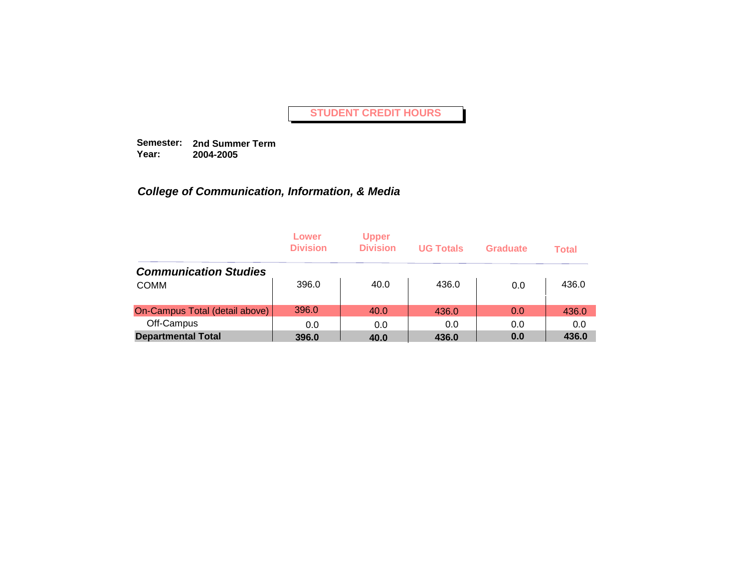# STUDENT CREDIT HOURS

**Semester:** **2nd Summer Term**
**Year:** **2004-2005**

***College of Communication, Information, & Media***

| | Lower Division | Upper Division | UG Totals | Graduate | Total |
|---|---|---|---|---|---|
| ***Communication Studies*** | | | | | |
| COMM | 396.0 | 40.0 | 436.0 | 0.0 | 436.0 |
| On-Campus Total (detail above) | 396.0 | 40.0 | 436.0 | 0.0 | 436.0 |
| Off-Campus | 0.0 | 0.0 | 0.0 | 0.0 | 0.0 |
| **Departmental Total** | **396.0** | **40.0** | **436.0** | **0.0** | **436.0** |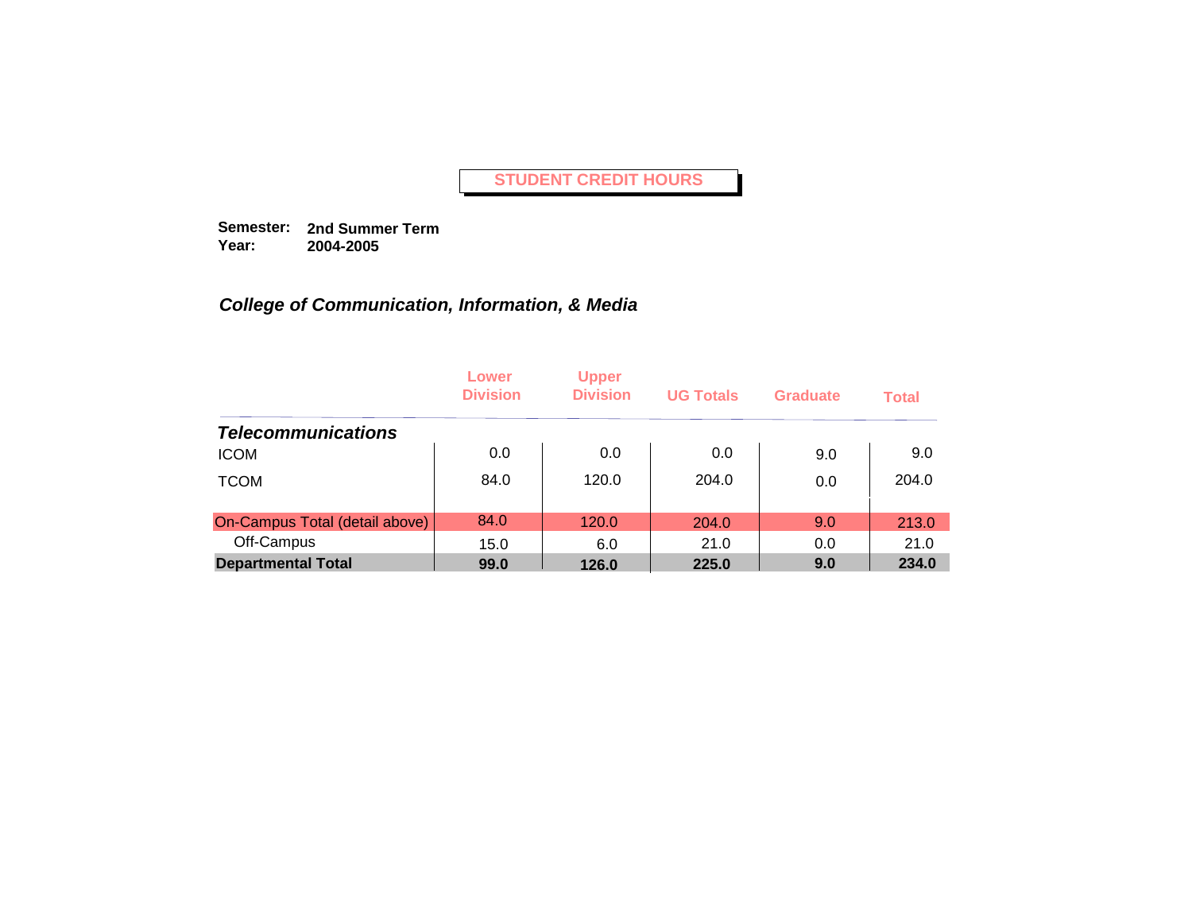# STUDENT CREDIT HOURS

**Semester:** **2nd Summer Term**
**Year:** **2004-2005**

## *College of Communication, Information, & Media*

| | Lower Division | Upper Division | UG Totals | Graduate | Total |
|---|---|---|---|---|---|
| ***Telecommunications*** | | | | | |
| ICOM | 0.0 | 0.0 | 0.0 | 9.0 | 9.0 |
| TCOM | 84.0 | 120.0 | 204.0 | 0.0 | 204.0 |
| On-Campus Total (detail above) | 84.0 | 120.0 | 204.0 | 9.0 | 213.0 |
| Off-Campus | 15.0 | 6.0 | 21.0 | 0.0 | 21.0 |
| **Departmental Total** | **99.0** | **126.0** | **225.0** | **9.0** | **234.0** |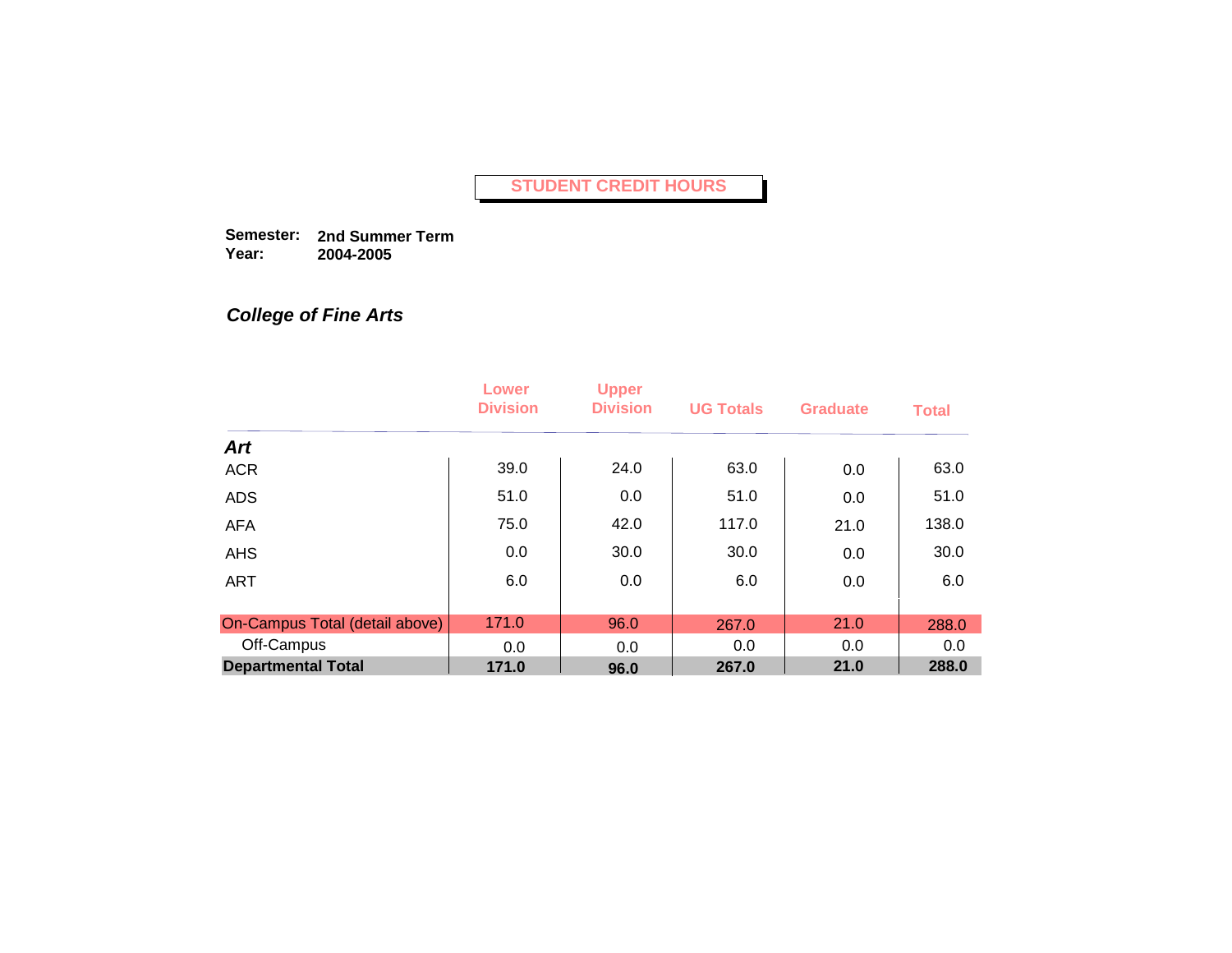# STUDENT CREDIT HOURS

**Semester:** **2nd Summer Term**
**Year:** **2004-2005**

## *College of Fine Arts*

| | Lower Division | Upper Division | UG Totals | Graduate | Total |
|---|---|---|---|---|---|
| ***Art*** | | | | | |
| ACR | 39.0 | 24.0 | 63.0 | 0.0 | 63.0 |
| ADS | 51.0 | 0.0 | 51.0 | 0.0 | 51.0 |
| AFA | 75.0 | 42.0 | 117.0 | 21.0 | 138.0 |
| AHS | 0.0 | 30.0 | 30.0 | 0.0 | 30.0 |
| ART | 6.0 | 0.0 | 6.0 | 0.0 | 6.0 |
| On-Campus Total (detail above) | 171.0 | 96.0 | 267.0 | 21.0 | 288.0 |
| Off-Campus | 0.0 | 0.0 | 0.0 | 0.0 | 0.0 |
| **Departmental Total** | **171.0** | **96.0** | **267.0** | **21.0** | **288.0** |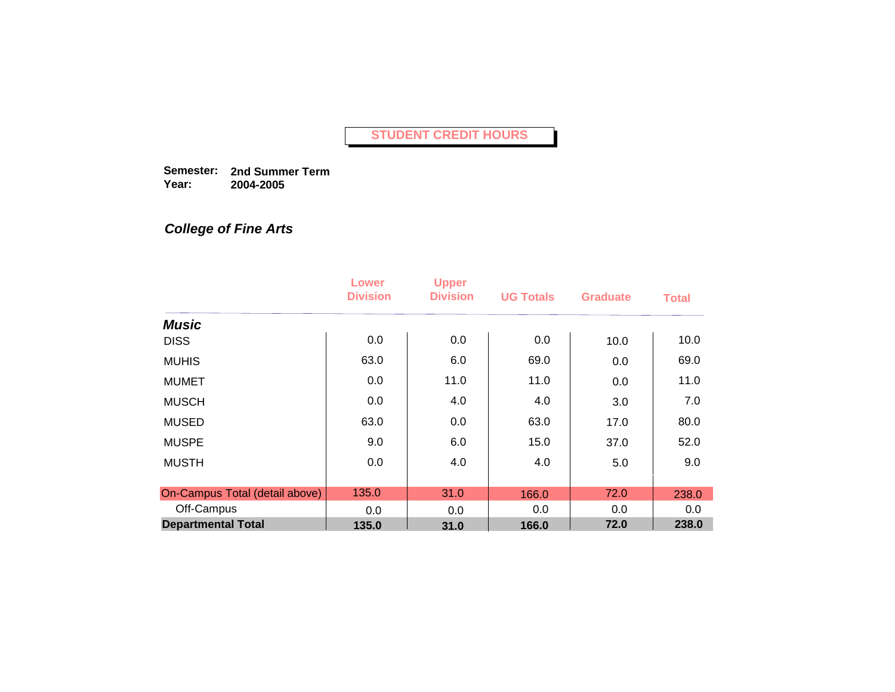## STUDENT CREDIT HOURS

**Semester:** **2nd Summer Term**
**Year:** **2004-2005**

### *College of Fine Arts*

| | Lower Division | Upper Division | UG Totals | Graduate | Total |
|---|---|---|---|---|---|
| ***Music*** | | | | | |
| DISS | 0.0 | 0.0 | 0.0 | 10.0 | 10.0 |
| MUHIS | 63.0 | 6.0 | 69.0 | 0.0 | 69.0 |
| MUMET | 0.0 | 11.0 | 11.0 | 0.0 | 11.0 |
| MUSCH | 0.0 | 4.0 | 4.0 | 3.0 | 7.0 |
| MUSED | 63.0 | 0.0 | 63.0 | 17.0 | 80.0 |
| MUSPE | 9.0 | 6.0 | 15.0 | 37.0 | 52.0 |
| MUSTH | 0.0 | 4.0 | 4.0 | 5.0 | 9.0 |
| On-Campus Total (detail above) | 135.0 | 31.0 | 166.0 | 72.0 | 238.0 |
| Off-Campus | 0.0 | 0.0 | 0.0 | 0.0 | 0.0 |
| **Departmental Total** | **135.0** | **31.0** | **166.0** | **72.0** | **238.0** |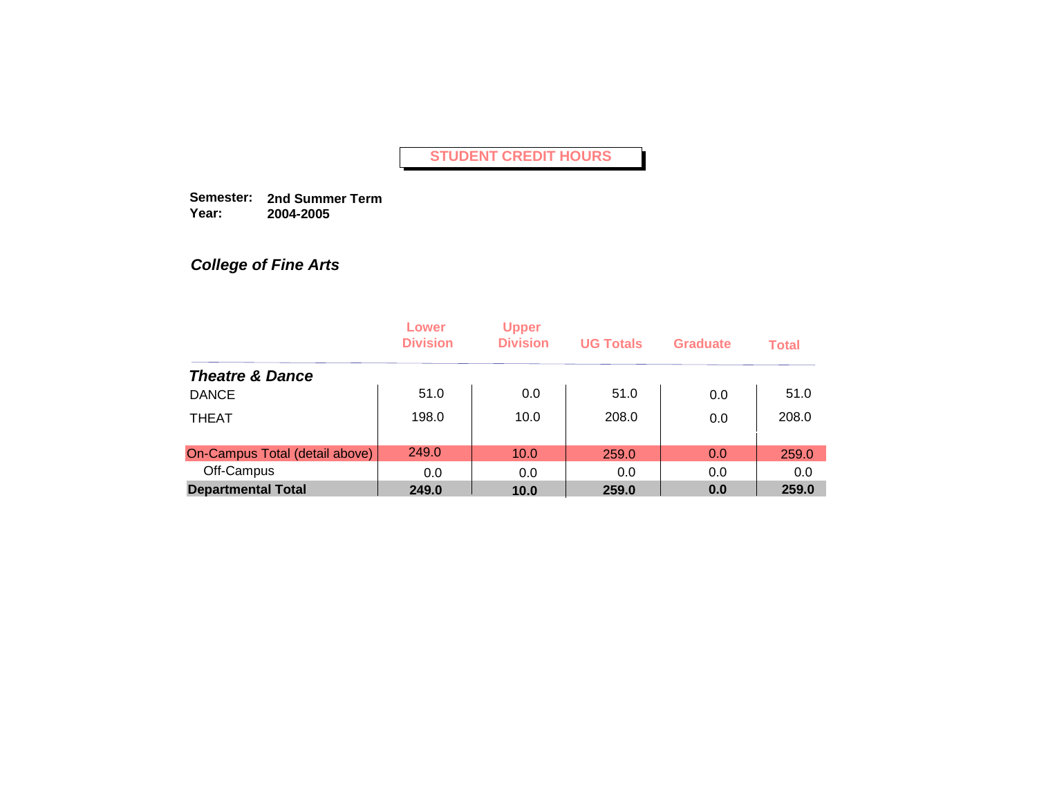# STUDENT CREDIT HOURS

**Semester:** **2nd Summer Term**
**Year:** **2004-2005**

### *College of Fine Arts*

| | Lower Division | Upper Division | UG Totals | Graduate | Total |
|---|---|---|---|---|---|
| ***Theatre & Dance*** | | | | | |
| DANCE | 51.0 | 0.0 | 51.0 | 0.0 | 51.0 |
| THEAT | 198.0 | 10.0 | 208.0 | 0.0 | 208.0 |
| On-Campus Total (detail above) | 249.0 | 10.0 | 259.0 | 0.0 | 259.0 |
| Off-Campus | 0.0 | 0.0 | 0.0 | 0.0 | 0.0 |
| **Departmental Total** | **249.0** | **10.0** | **259.0** | **0.0** | **259.0** |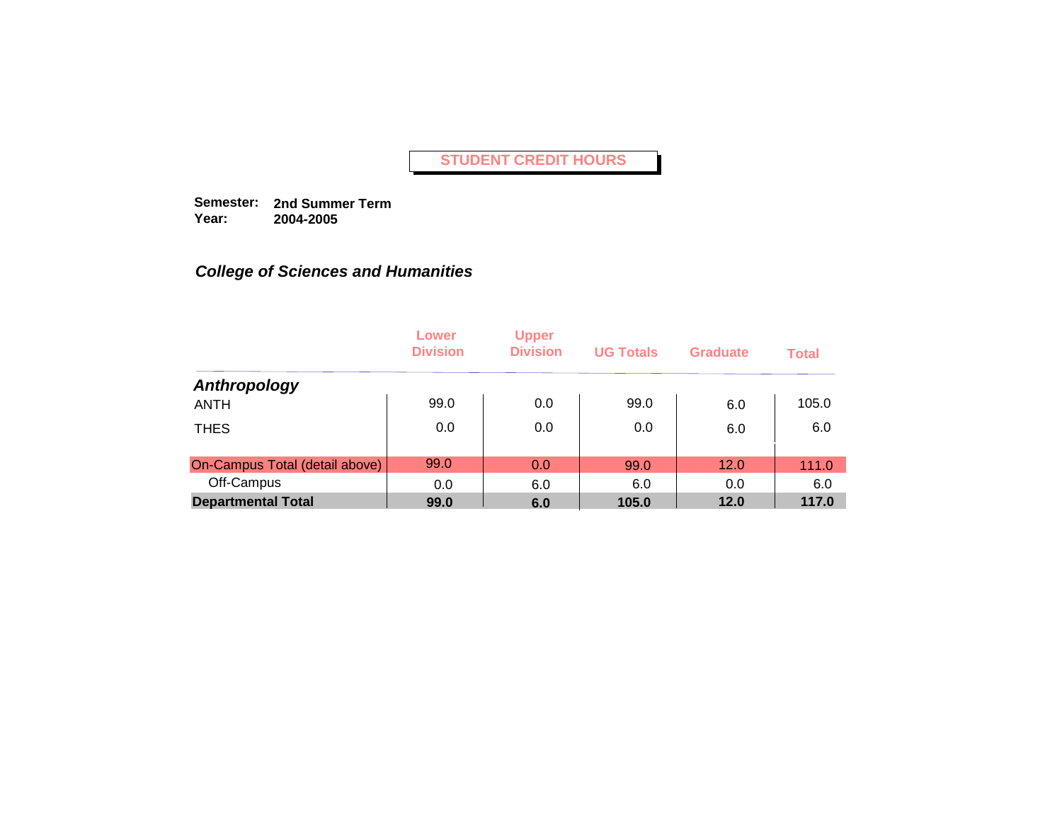# STUDENT CREDIT HOURS

**Semester:** **2nd Summer Term**
**Year:** **2004-2005**

## *College of Sciences and Humanities*

| | Lower Division | Upper Division | UG Totals | Graduate | Total |
|---|---|---|---|---|---|
| ***Anthropology*** | | | | | |
| ANTH | 99.0 | 0.0 | 99.0 | 6.0 | 105.0 |
| THES | 0.0 | 0.0 | 0.0 | 6.0 | 6.0 |
| On-Campus Total (detail above) | 99.0 | 0.0 | 99.0 | 12.0 | 111.0 |
| Off-Campus | 0.0 | 6.0 | 6.0 | 0.0 | 6.0 |
| **Departmental Total** | **99.0** | **6.0** | **105.0** | **12.0** | **117.0** |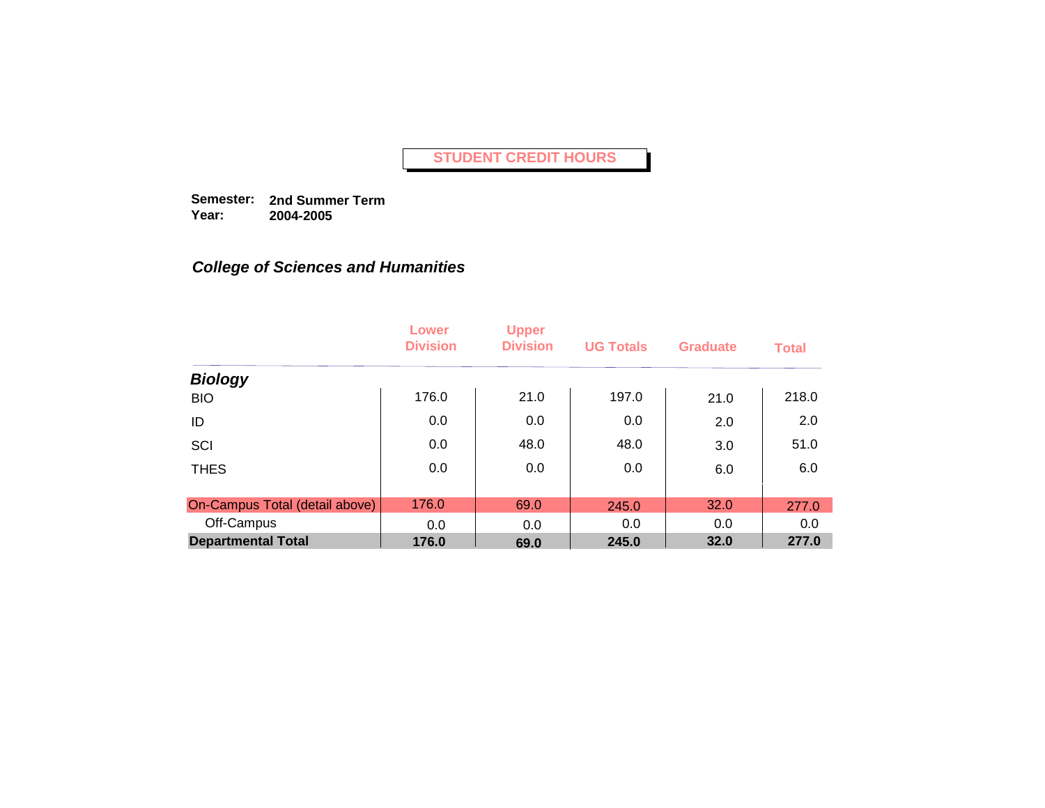# STUDENT CREDIT HOURS

**Semester:** **2nd Summer Term**
**Year:** **2004-2005**

## *College of Sciences and Humanities*

| | Lower Division | Upper Division | UG Totals | Graduate | Total |
|---|---|---|---|---|---|
| ***Biology*** | | | | | |
| BIO | 176.0 | 21.0 | 197.0 | 21.0 | 218.0 |
| ID | 0.0 | 0.0 | 0.0 | 2.0 | 2.0 |
| SCI | 0.0 | 48.0 | 48.0 | 3.0 | 51.0 |
| THES | 0.0 | 0.0 | 0.0 | 6.0 | 6.0 |
| On-Campus Total (detail above) | 176.0 | 69.0 | 245.0 | 32.0 | 277.0 |
| Off-Campus | 0.0 | 0.0 | 0.0 | 0.0 | 0.0 |
| **Departmental Total** | **176.0** | **69.0** | **245.0** | **32.0** | **277.0** |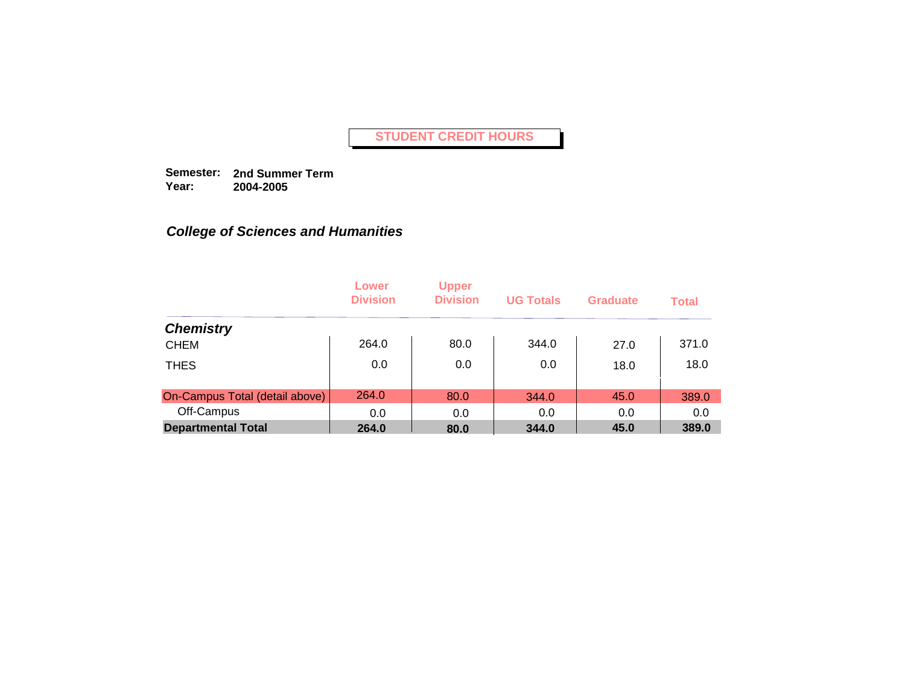# STUDENT CREDIT HOURS

**Semester:** **2nd Summer Term**
**Year:** **2004-2005**

## *College of Sciences and Humanities*

| | Lower Division | Upper Division | UG Totals | Graduate | Total |
|---|---|---|---|---|---|
| ***Chemistry*** | | | | | |
| CHEM | 264.0 | 80.0 | 344.0 | 27.0 | 371.0 |
| THES | 0.0 | 0.0 | 0.0 | 18.0 | 18.0 |
| On-Campus Total (detail above) | 264.0 | 80.0 | 344.0 | 45.0 | 389.0 |
| Off-Campus | 0.0 | 0.0 | 0.0 | 0.0 | 0.0 |
| **Departmental Total** | **264.0** | **80.0** | **344.0** | **45.0** | **389.0** |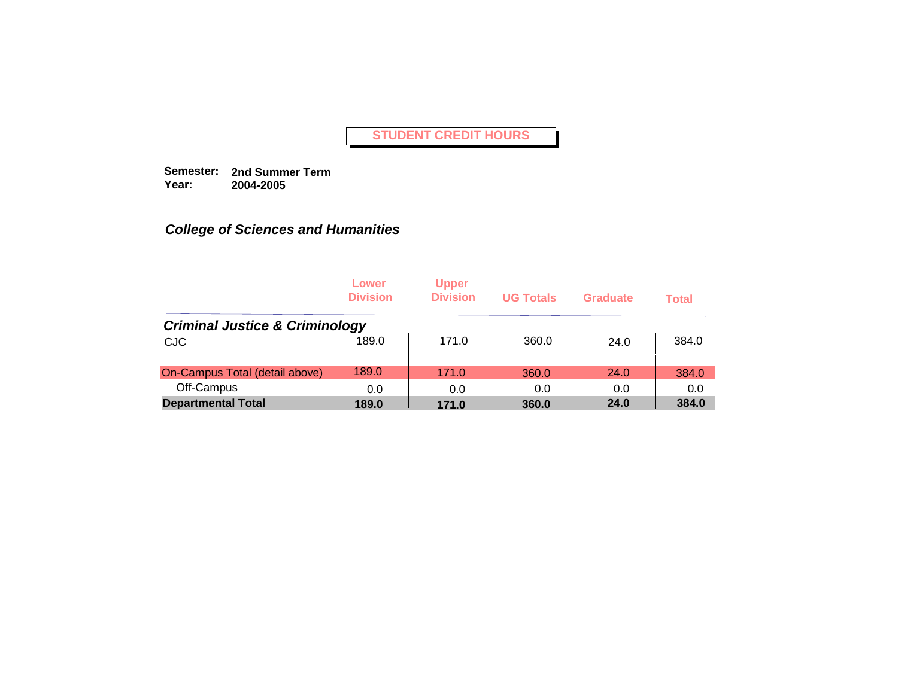# STUDENT CREDIT HOURS

**Semester:** **2nd Summer Term**
**Year:** **2004-2005**

## *College of Sciences and Humanities*

| | Lower Division | Upper Division | UG Totals | Graduate | Total |
|---|---|---|---|---|---|
| ***Criminal Justice & Criminology*** | | | | | |
| CJC | 189.0 | 171.0 | 360.0 | 24.0 | 384.0 |
| On-Campus Total (detail above) | 189.0 | 171.0 | 360.0 | 24.0 | 384.0 |
| Off-Campus | 0.0 | 0.0 | 0.0 | 0.0 | 0.0 |
| **Departmental Total** | **189.0** | **171.0** | **360.0** | **24.0** | **384.0** |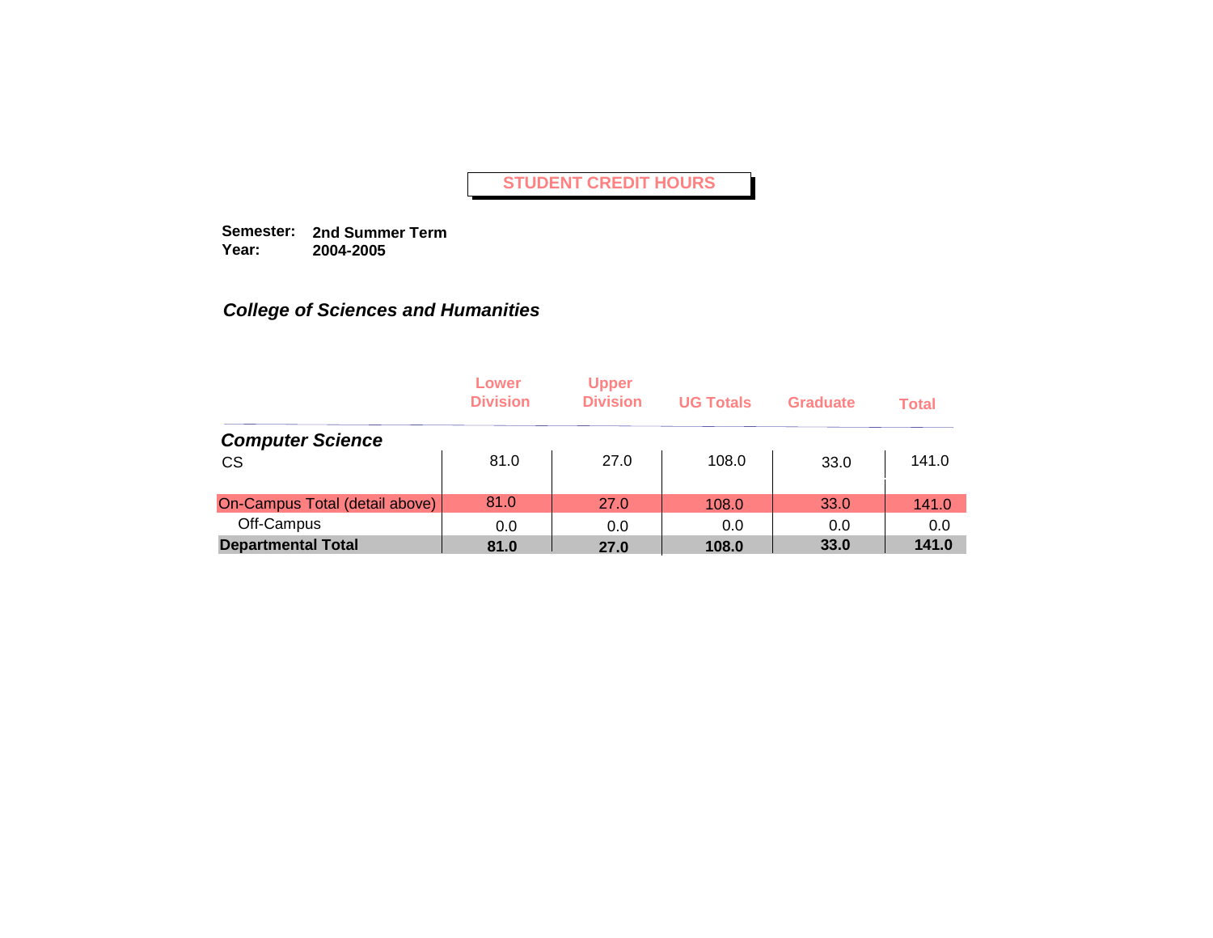# STUDENT CREDIT HOURS

**Semester:** **2nd Summer Term**
**Year:** **2004-2005**

### *College of Sciences and Humanities*

| | Lower Division | Upper Division | UG Totals | Graduate | Total |
|---|---|---|---|---|---|
| ***Computer Science*** | | | | | |
| CS | 81.0 | 27.0 | 108.0 | 33.0 | 141.0 |
| On-Campus Total (detail above) | 81.0 | 27.0 | 108.0 | 33.0 | 141.0 |
| Off-Campus | 0.0 | 0.0 | 0.0 | 0.0 | 0.0 |
| **Departmental Total** | **81.0** | **27.0** | **108.0** | **33.0** | **141.0** |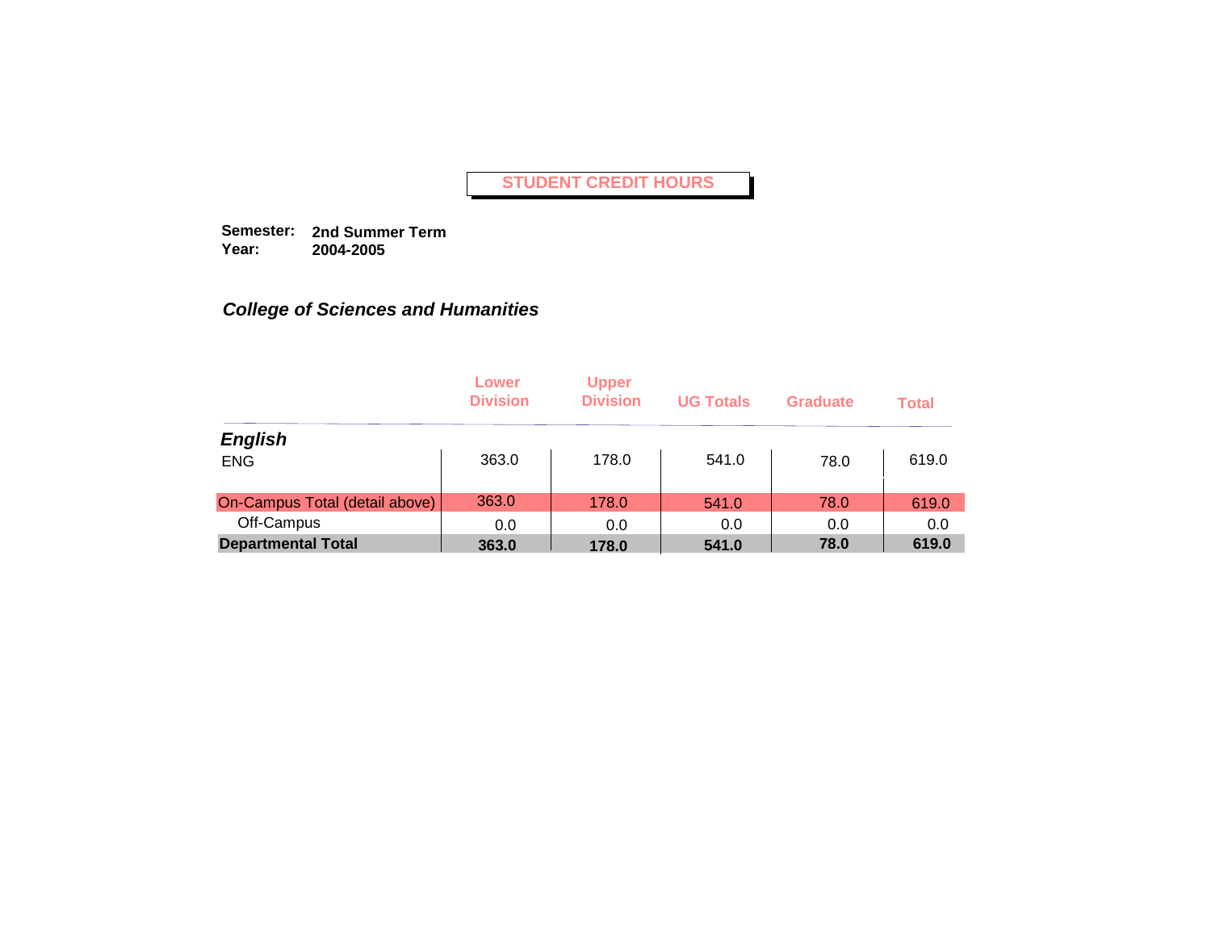# STUDENT CREDIT HOURS

**Semester:** **2nd Summer Term**
**Year:** **2004-2005**

## *College of Sciences and Humanities*

| | Lower Division | Upper Division | UG Totals | Graduate | Total |
|---|---|---|---|---|---|
| ***English*** | | | | | |
| ENG | 363.0 | 178.0 | 541.0 | 78.0 | 619.0 |
| On-Campus Total (detail above) | 363.0 | 178.0 | 541.0 | 78.0 | 619.0 |
| Off-Campus | 0.0 | 0.0 | 0.0 | 0.0 | 0.0 |
| **Departmental Total** | **363.0** | **178.0** | **541.0** | **78.0** | **619.0** |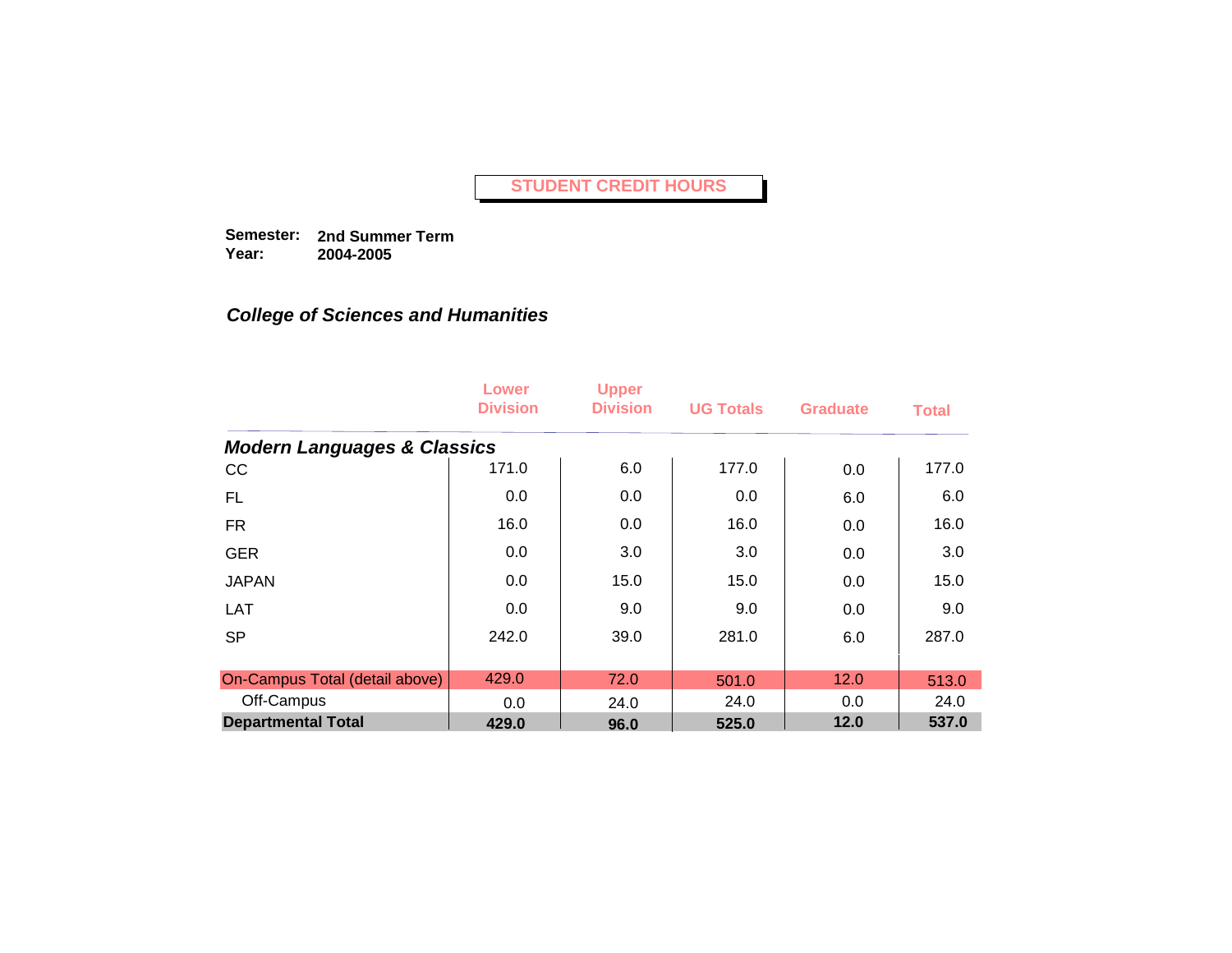# STUDENT CREDIT HOURS

**Semester:** **2nd Summer Term**
**Year:** **2004-2005**

## *College of Sciences and Humanities*

| | Lower Division | Upper Division | UG Totals | Graduate | Total |
|---|---|---|---|---|---|
| ***Modern Languages & Classics*** | | | | | |
| CC | 171.0 | 6.0 | 177.0 | 0.0 | 177.0 |
| FL | 0.0 | 0.0 | 0.0 | 6.0 | 6.0 |
| FR | 16.0 | 0.0 | 16.0 | 0.0 | 16.0 |
| GER | 0.0 | 3.0 | 3.0 | 0.0 | 3.0 |
| JAPAN | 0.0 | 15.0 | 15.0 | 0.0 | 15.0 |
| LAT | 0.0 | 9.0 | 9.0 | 0.0 | 9.0 |
| SP | 242.0 | 39.0 | 281.0 | 6.0 | 287.0 |
| On-Campus Total (detail above) | 429.0 | 72.0 | 501.0 | 12.0 | 513.0 |
| Off-Campus | 0.0 | 24.0 | 24.0 | 0.0 | 24.0 |
| **Departmental Total** | **429.0** | **96.0** | **525.0** | **12.0** | **537.0** |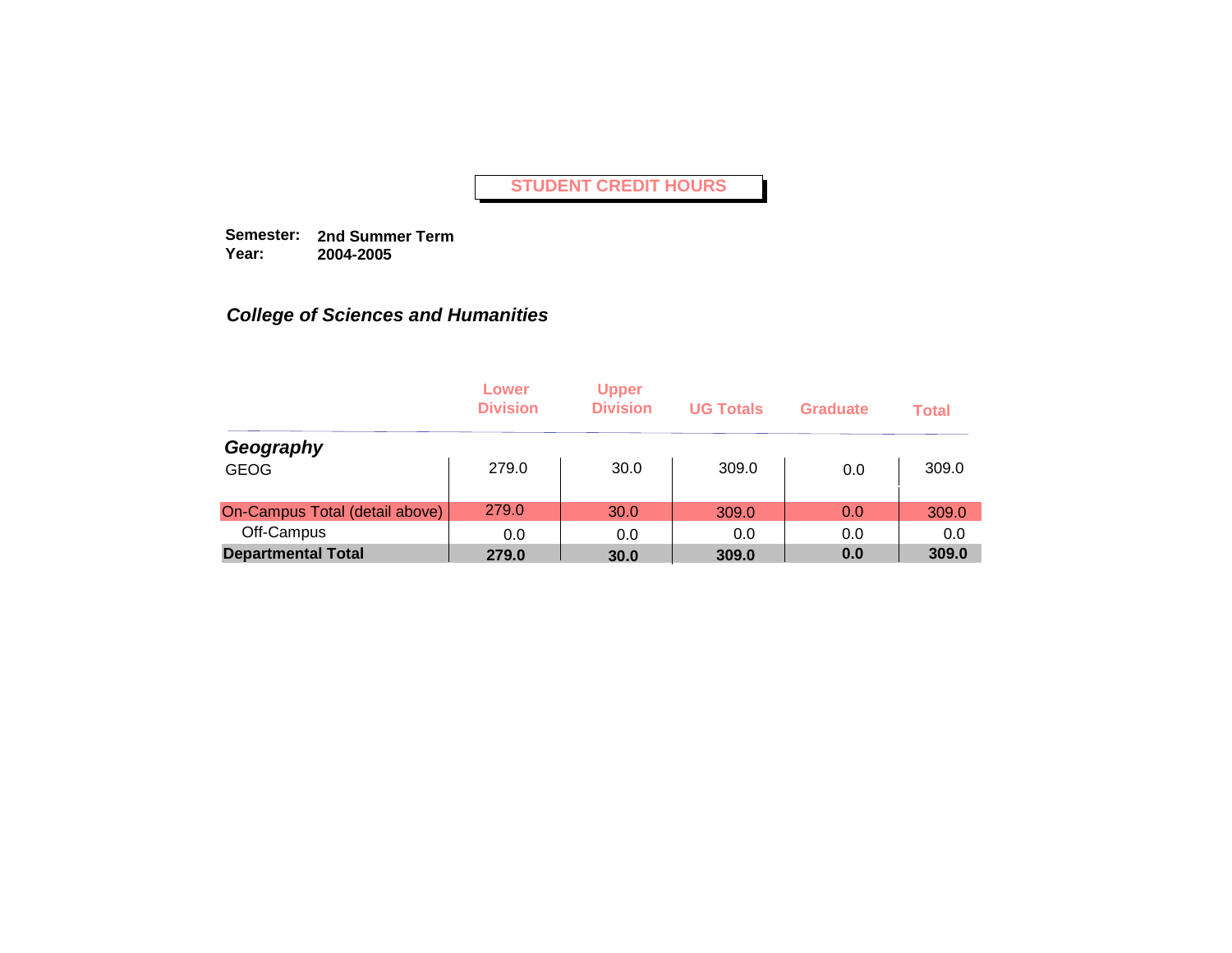# STUDENT CREDIT HOURS

**Semester:** **2nd Summer Term**
**Year:** **2004-2005**

## *College of Sciences and Humanities*

| | Lower Division | Upper Division | UG Totals | Graduate | Total |
|---|---|---|---|---|---|
| ***Geography*** | | | | | |
| GEOG | 279.0 | 30.0 | 309.0 | 0.0 | 309.0 |
| On-Campus Total (detail above) | 279.0 | 30.0 | 309.0 | 0.0 | 309.0 |
| Off-Campus | 0.0 | 0.0 | 0.0 | 0.0 | 0.0 |
| **Departmental Total** | **279.0** | **30.0** | **309.0** | **0.0** | **309.0** |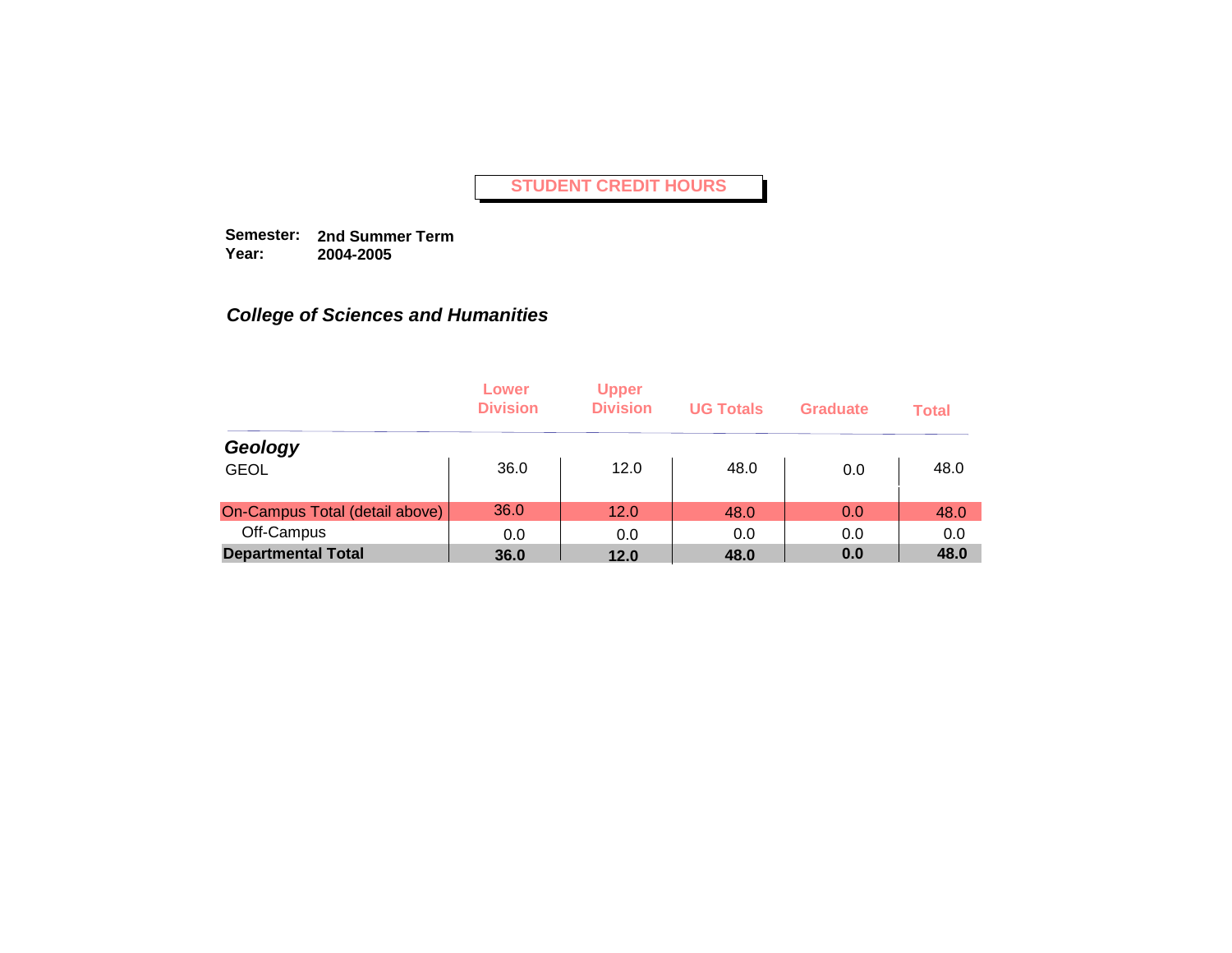# STUDENT CREDIT HOURS

**Semester:** **2nd Summer Term**
**Year:** **2004-2005**

## *College of Sciences and Humanities*

| | Lower Division | Upper Division | UG Totals | Graduate | Total |
|---|---|---|---|---|---|
| ***Geology*** | | | | | |
| GEOL | 36.0 | 12.0 | 48.0 | 0.0 | 48.0 |
| On-Campus Total (detail above) | 36.0 | 12.0 | 48.0 | 0.0 | 48.0 |
| Off-Campus | 0.0 | 0.0 | 0.0 | 0.0 | 0.0 |
| **Departmental Total** | **36.0** | **12.0** | **48.0** | **0.0** | **48.0** |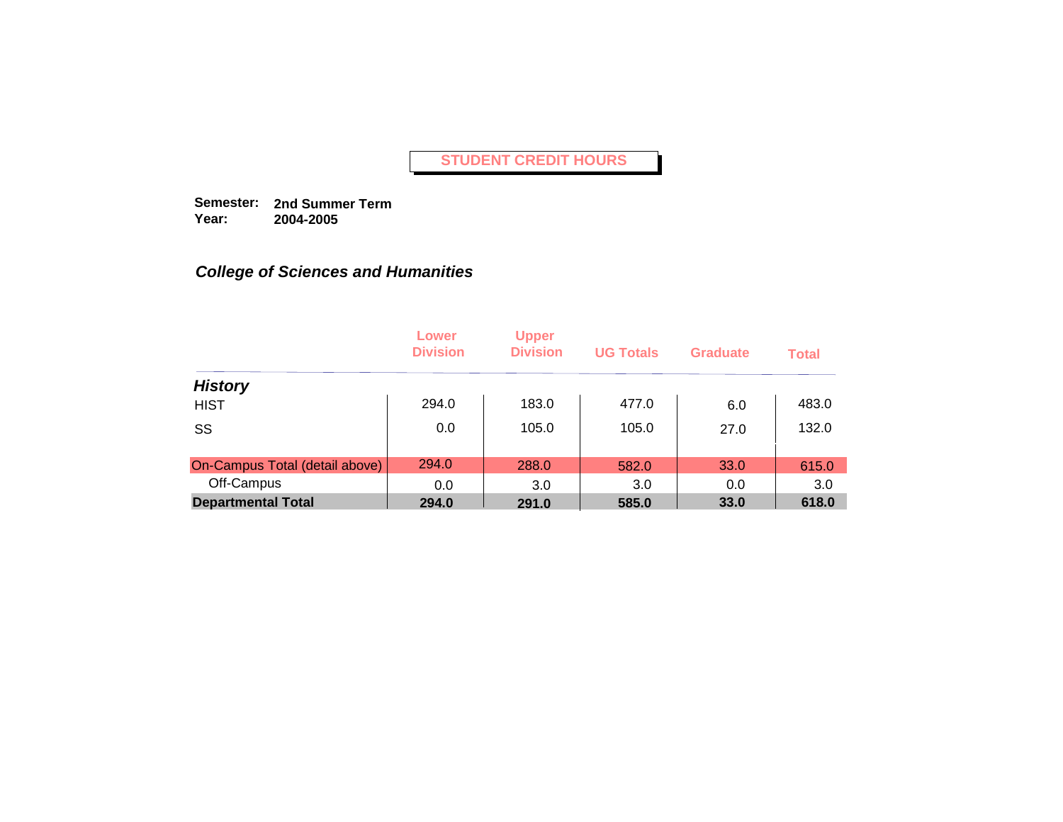# STUDENT CREDIT HOURS

**Semester:** **2nd Summer Term**
**Year:** **2004-2005**

## *College of Sciences and Humanities*

| | Lower Division | Upper Division | UG Totals | Graduate | Total |
|---|---|---|---|---|---|
| ***History*** | | | | | |
| HIST | 294.0 | 183.0 | 477.0 | 6.0 | 483.0 |
| SS | 0.0 | 105.0 | 105.0 | 27.0 | 132.0 |
| On-Campus Total (detail above) | 294.0 | 288.0 | 582.0 | 33.0 | 615.0 |
| Off-Campus | 0.0 | 3.0 | 3.0 | 0.0 | 3.0 |
| **Departmental Total** | **294.0** | **291.0** | **585.0** | **33.0** | **618.0** |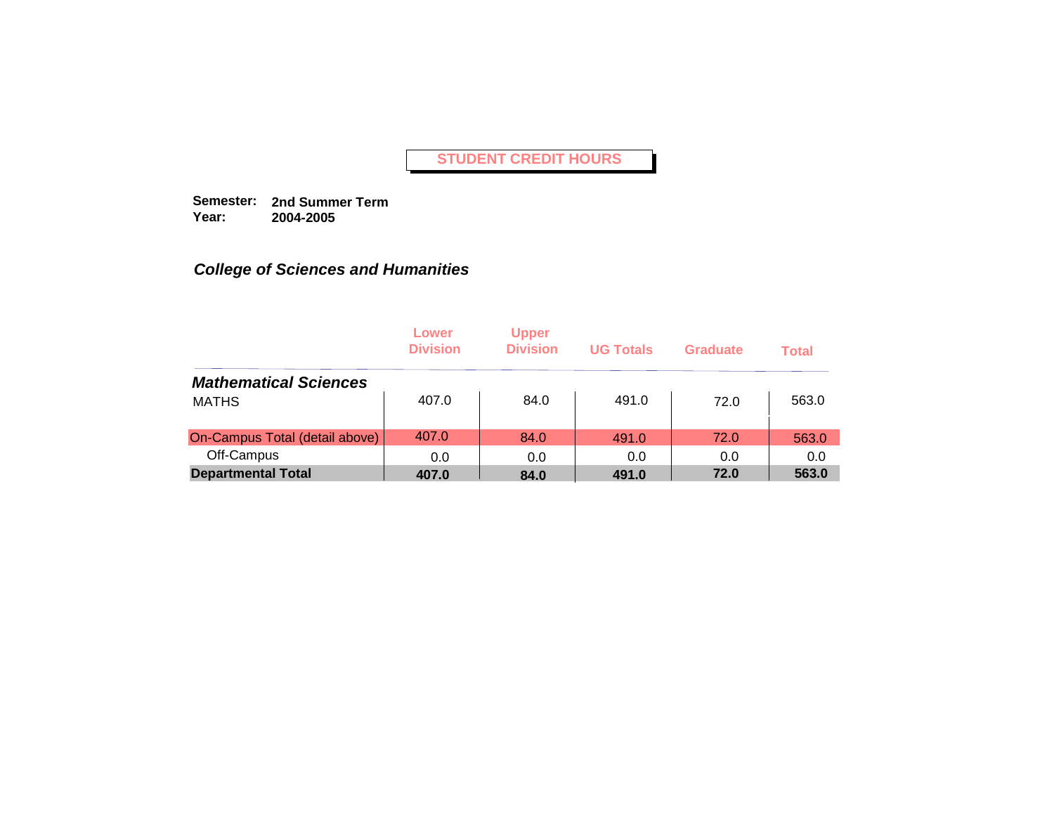# STUDENT CREDIT HOURS

**Semester:** **2nd Summer Term**
**Year:** **2004-2005**

***College of Sciences and Humanities***

| | Lower Division | Upper Division | UG Totals | Graduate | Total |
|---|---|---|---|---|---|
| ***Mathematical Sciences*** | | | | | |
| MATHS | 407.0 | 84.0 | 491.0 | 72.0 | 563.0 |
| On-Campus Total (detail above) | 407.0 | 84.0 | 491.0 | 72.0 | 563.0 |
| Off-Campus | 0.0 | 0.0 | 0.0 | 0.0 | 0.0 |
| **Departmental Total** | **407.0** | **84.0** | **491.0** | **72.0** | **563.0** |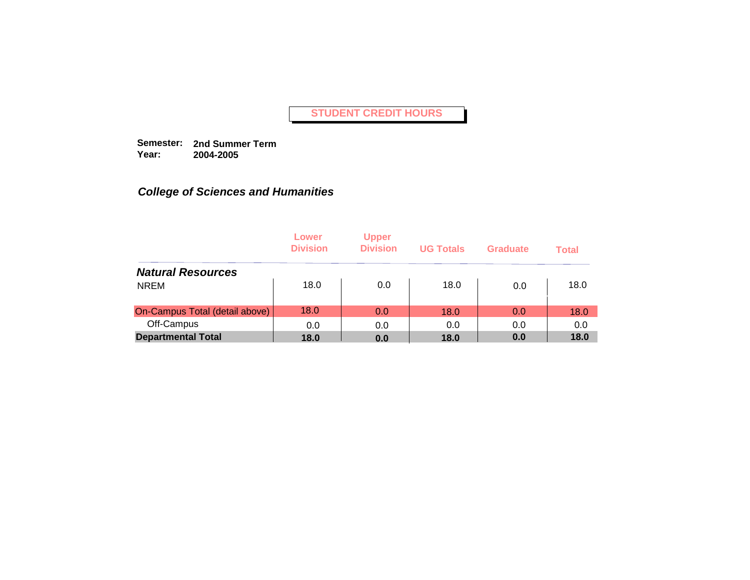# STUDENT CREDIT HOURS

**Semester:** **2nd Summer Term**
**Year:** **2004-2005**

## *College of Sciences and Humanities*

| | Lower Division | Upper Division | UG Totals | Graduate | Total |
|---|---|---|---|---|---|
| ***Natural Resources*** | | | | | |
| NREM | 18.0 | 0.0 | 18.0 | 0.0 | 18.0 |
| On-Campus Total (detail above) | 18.0 | 0.0 | 18.0 | 0.0 | 18.0 |
| Off-Campus | 0.0 | 0.0 | 0.0 | 0.0 | 0.0 |
| **Departmental Total** | **18.0** | **0.0** | **18.0** | **0.0** | **18.0** |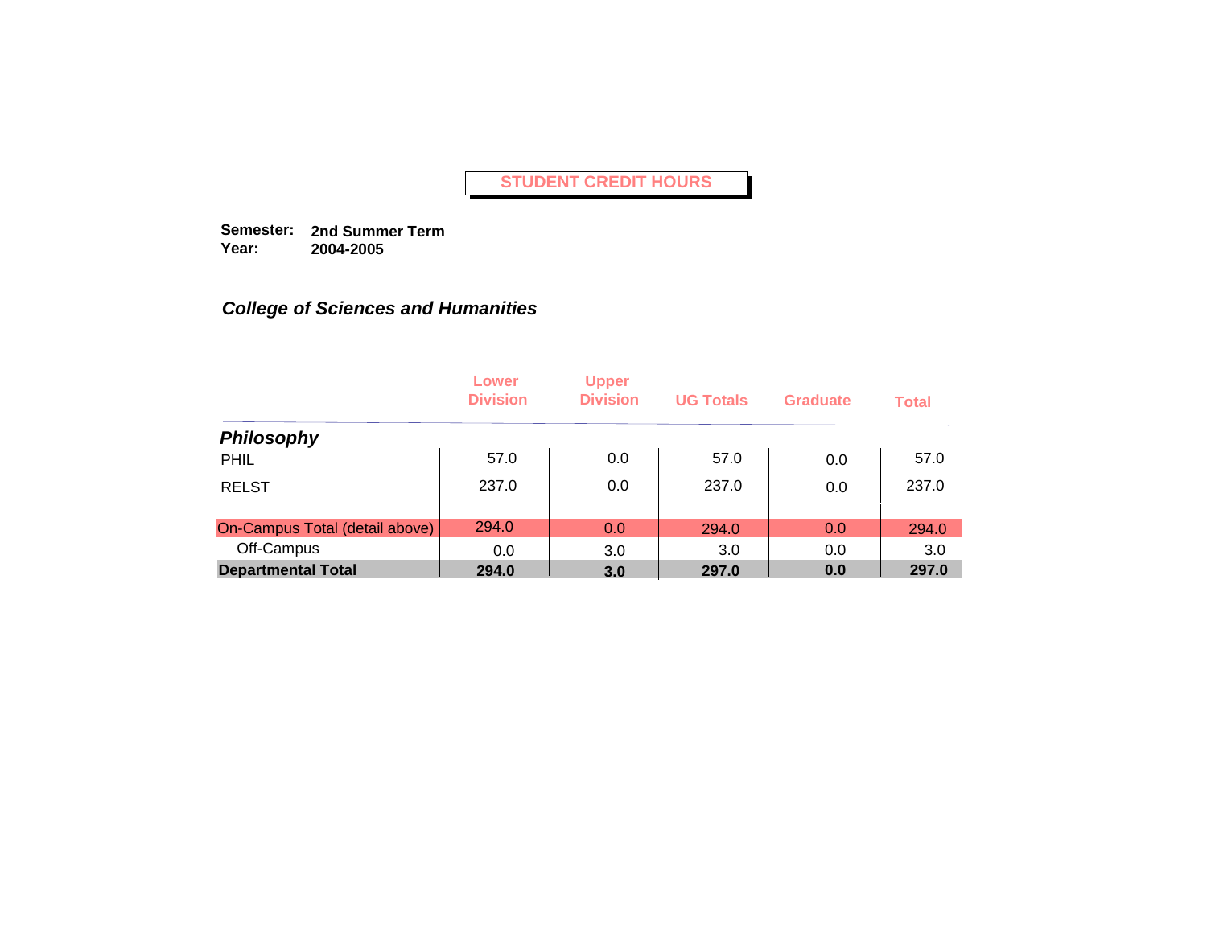# STUDENT CREDIT HOURS

**Semester:** **2nd Summer Term**
**Year:** **2004-2005**

## *College of Sciences and Humanities*

| | Lower Division | Upper Division | UG Totals | Graduate | Total |
|---|---|---|---|---|---|
| ***Philosophy*** | | | | | |
| PHIL | 57.0 | 0.0 | 57.0 | 0.0 | 57.0 |
| RELST | 237.0 | 0.0 | 237.0 | 0.0 | 237.0 |
| On-Campus Total (detail above) | 294.0 | 0.0 | 294.0 | 0.0 | 294.0 |
| Off-Campus | 0.0 | 3.0 | 3.0 | 0.0 | 3.0 |
| **Departmental Total** | **294.0** | **3.0** | **297.0** | **0.0** | **297.0** |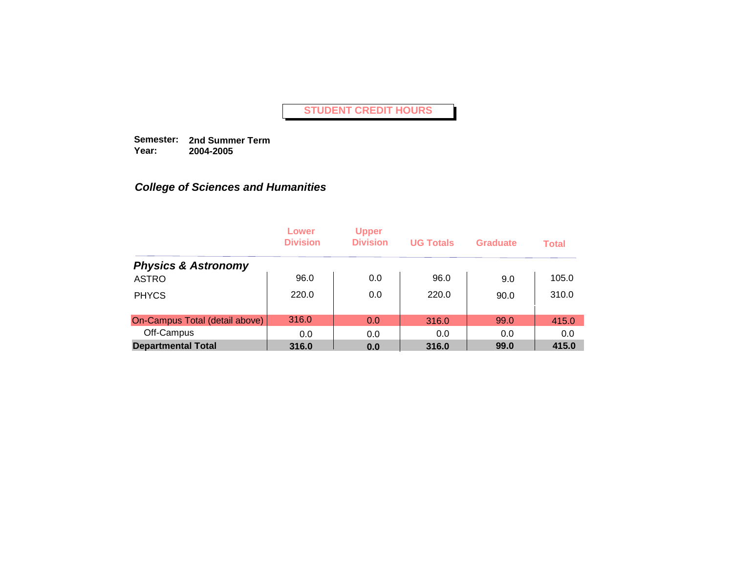# STUDENT CREDIT HOURS

**Semester:** **2nd Summer Term**
**Year:** **2004-2005**

## *College of Sciences and Humanities*

| | Lower Division | Upper Division | UG Totals | Graduate | Total |
|---|---|---|---|---|---|
| ***Physics & Astronomy*** | | | | | |
| ASTRO | 96.0 | 0.0 | 96.0 | 9.0 | 105.0 |
| PHYCS | 220.0 | 0.0 | 220.0 | 90.0 | 310.0 |
| On-Campus Total (detail above) | 316.0 | 0.0 | 316.0 | 99.0 | 415.0 |
| Off-Campus | 0.0 | 0.0 | 0.0 | 0.0 | 0.0 |
| **Departmental Total** | **316.0** | **0.0** | **316.0** | **99.0** | **415.0** |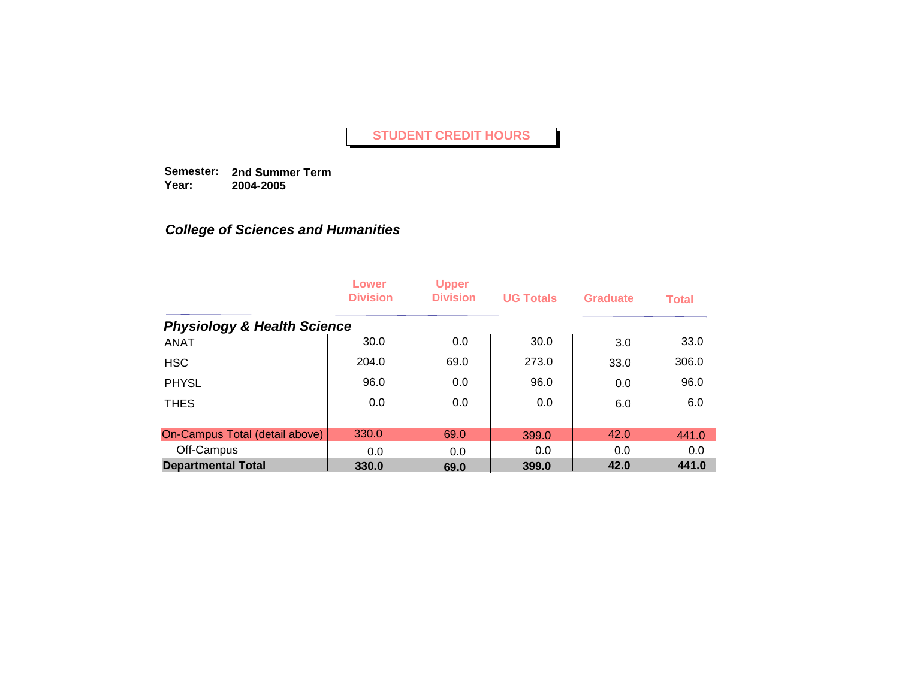# STUDENT CREDIT HOURS

**Semester:** **2nd Summer Term**
**Year:** **2004-2005**

## *College of Sciences and Humanities*

| | Lower Division | Upper Division | UG Totals | Graduate | Total |
|---|---|---|---|---|---|
| ***Physiology & Health Science*** | | | | | |
| ANAT | 30.0 | 0.0 | 30.0 | 3.0 | 33.0 |
| HSC | 204.0 | 69.0 | 273.0 | 33.0 | 306.0 |
| PHYSL | 96.0 | 0.0 | 96.0 | 0.0 | 96.0 |
| THES | 0.0 | 0.0 | 0.0 | 6.0 | 6.0 |
| On-Campus Total (detail above) | 330.0 | 69.0 | 399.0 | 42.0 | 441.0 |
| Off-Campus | 0.0 | 0.0 | 0.0 | 0.0 | 0.0 |
| **Departmental Total** | **330.0** | **69.0** | **399.0** | **42.0** | **441.0** |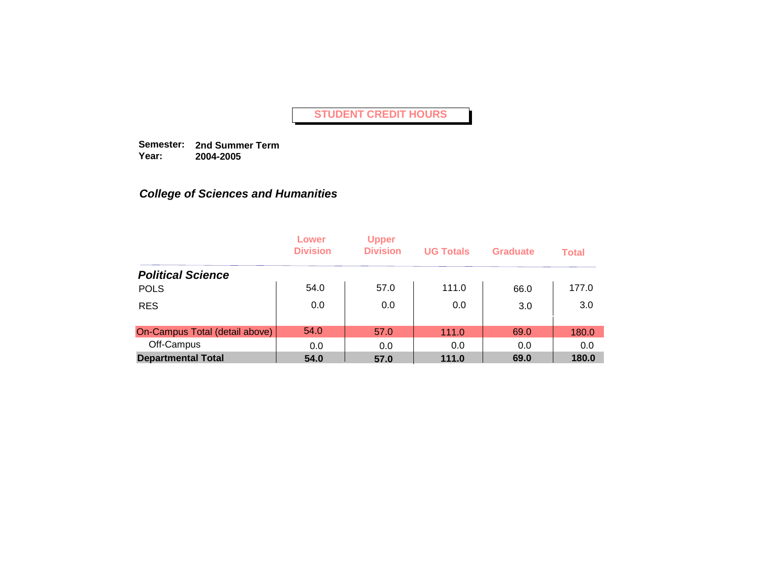# STUDENT CREDIT HOURS

**Semester:** **2nd Summer Term**
**Year:** **2004-2005**

***College of Sciences and Humanities***

| | Lower Division | Upper Division | UG Totals | Graduate | Total |
|---|---|---|---|---|---|
| ***Political Science*** | | | | | |
| POLS | 54.0 | 57.0 | 111.0 | 66.0 | 177.0 |
| RES | 0.0 | 0.0 | 0.0 | 3.0 | 3.0 |
| On-Campus Total (detail above) | 54.0 | 57.0 | 111.0 | 69.0 | 180.0 |
| Off-Campus | 0.0 | 0.0 | 0.0 | 0.0 | 0.0 |
| **Departmental Total** | **54.0** | **57.0** | **111.0** | **69.0** | **180.0** |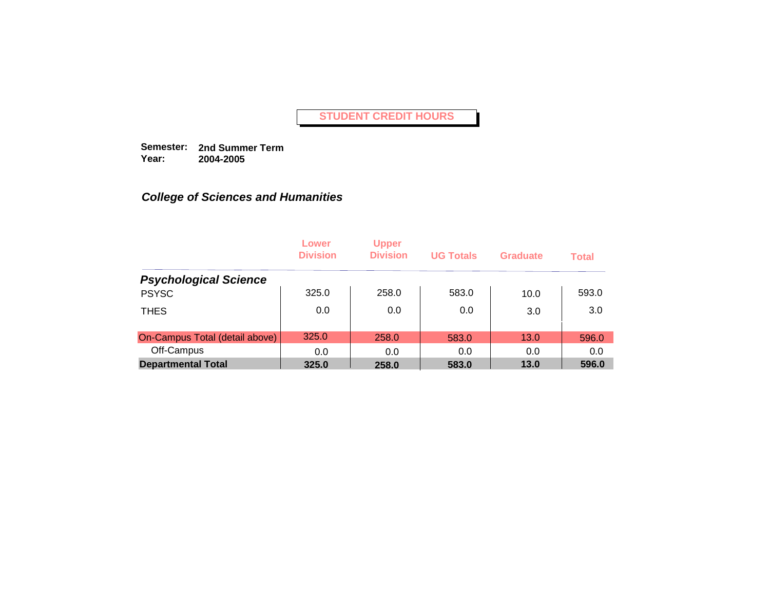# STUDENT CREDIT HOURS

**Semester:** **2nd Summer Term**
**Year:** **2004-2005**

## *College of Sciences and Humanities*

| | Lower Division | Upper Division | UG Totals | Graduate | Total |
|---|---|---|---|---|---|
| ***Psychological Science*** | | | | | |
| PSYSC | 325.0 | 258.0 | 583.0 | 10.0 | 593.0 |
| THES | 0.0 | 0.0 | 0.0 | 3.0 | 3.0 |
| On-Campus Total (detail above) | 325.0 | 258.0 | 583.0 | 13.0 | 596.0 |
| Off-Campus | 0.0 | 0.0 | 0.0 | 0.0 | 0.0 |
| **Departmental Total** | **325.0** | **258.0** | **583.0** | **13.0** | **596.0** |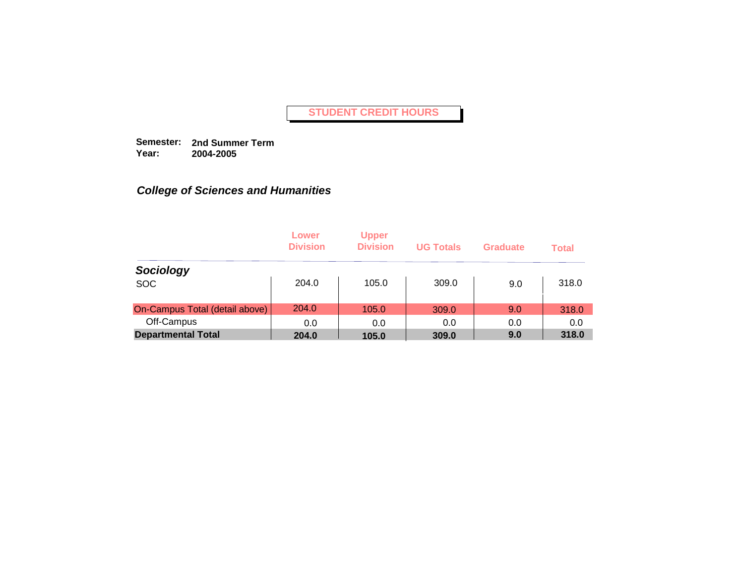# STUDENT CREDIT HOURS

**Semester:** **2nd Summer Term**
**Year:** **2004-2005**

## *College of Sciences and Humanities*

| | Lower Division | Upper Division | UG Totals | Graduate | Total |
|---|---|---|---|---|---|
| ***Sociology*** | | | | | |
| SOC | 204.0 | 105.0 | 309.0 | 9.0 | 318.0 |
| On-Campus Total (detail above) | 204.0 | 105.0 | 309.0 | 9.0 | 318.0 |
| Off-Campus | 0.0 | 0.0 | 0.0 | 0.0 | 0.0 |
| **Departmental Total** | **204.0** | **105.0** | **309.0** | **9.0** | **318.0** |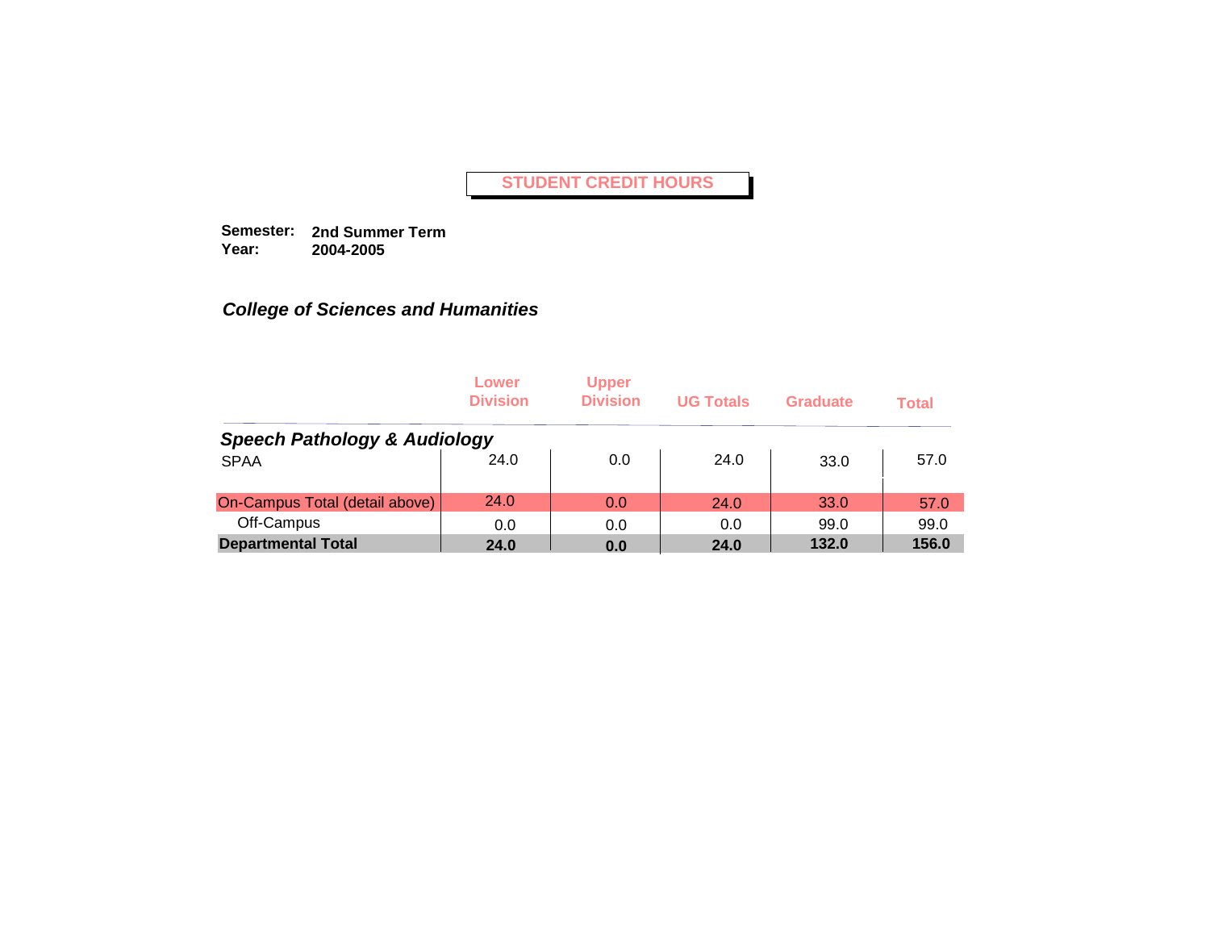# STUDENT CREDIT HOURS

**Semester:** **2nd Summer Term**
**Year:** **2004-2005**

***College of Sciences and Humanities***

| | Lower Division | Upper Division | UG Totals | Graduate | Total |
|---|---|---|---|---|---|
| ***Speech Pathology & Audiology*** | | | | | |
| SPAA | 24.0 | 0.0 | 24.0 | 33.0 | 57.0 |
| On-Campus Total (detail above) | 24.0 | 0.0 | 24.0 | 33.0 | 57.0 |
| Off-Campus | 0.0 | 0.0 | 0.0 | 99.0 | 99.0 |
| **Departmental Total** | **24.0** | **0.0** | **24.0** | **132.0** | **156.0** |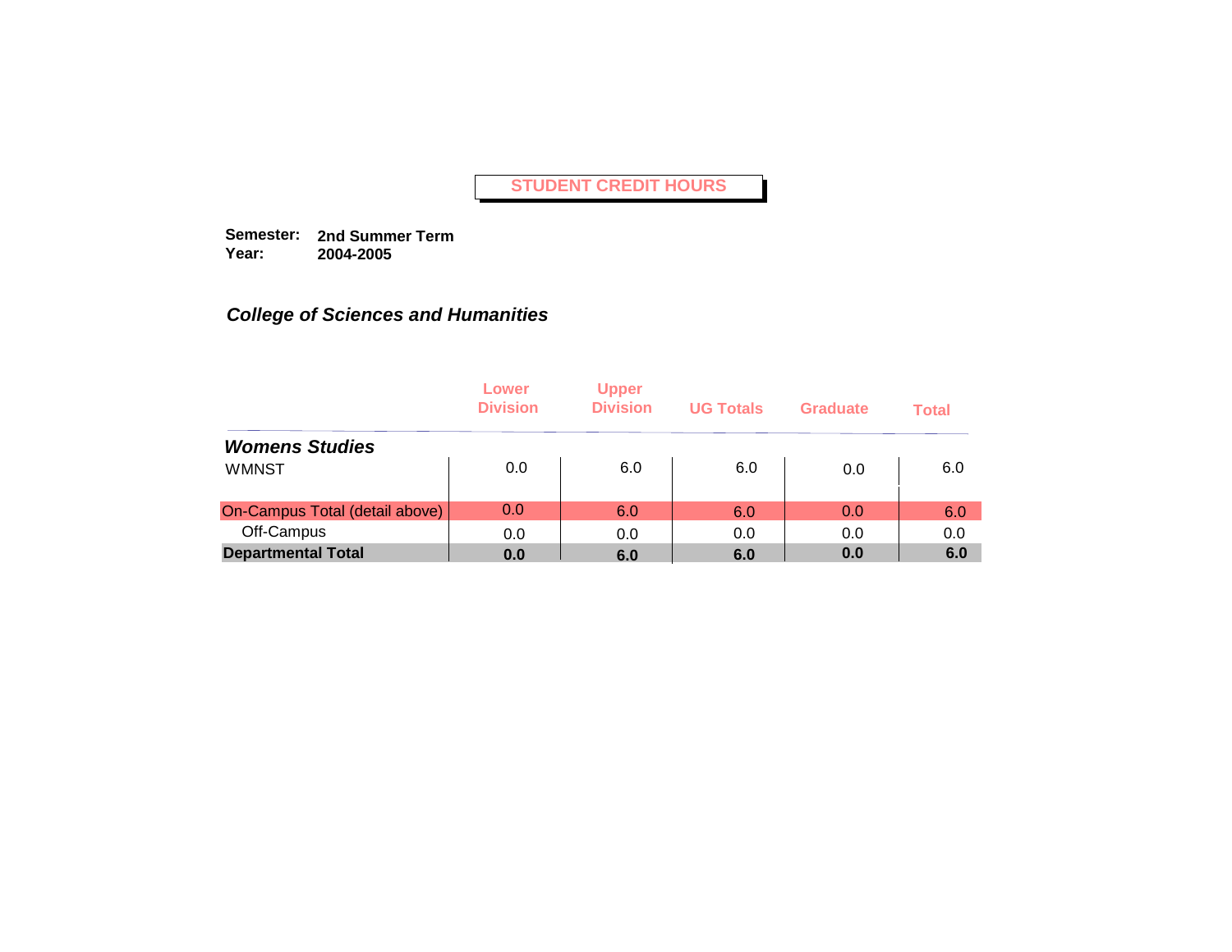# STUDENT CREDIT HOURS

**Semester:** **2nd Summer Term**
**Year:** **2004-2005**

### *College of Sciences and Humanities*

| | Lower Division | Upper Division | UG Totals | Graduate | Total |
|---|---|---|---|---|---|
| ***Womens Studies*** | | | | | |
| WMNST | 0.0 | 6.0 | 6.0 | 0.0 | 6.0 |
| On-Campus Total (detail above) | 0.0 | 6.0 | 6.0 | 0.0 | 6.0 |
| Off-Campus | 0.0 | 0.0 | 0.0 | 0.0 | 0.0 |
| **Departmental Total** | **0.0** | **6.0** | **6.0** | **0.0** | **6.0** |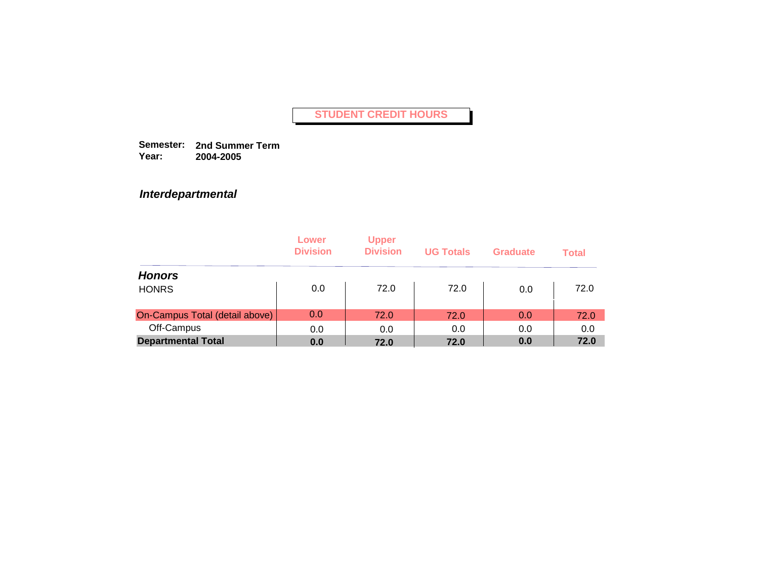# STUDENT CREDIT HOURS

**Semester:** **2nd Summer Term**
**Year:** **2004-2005**

***Interdepartmental***

| | Lower Division | Upper Division | UG Totals | Graduate | Total |
|---|---|---|---|---|---|
| ***Honors*** | | | | | |
| HONRS | 0.0 | 72.0 | 72.0 | 0.0 | 72.0 |
| On-Campus Total (detail above) | 0.0 | 72.0 | 72.0 | 0.0 | 72.0 |
| Off-Campus | 0.0 | 0.0 | 0.0 | 0.0 | 0.0 |
| **Departmental Total** | **0.0** | **72.0** | **72.0** | **0.0** | **72.0** |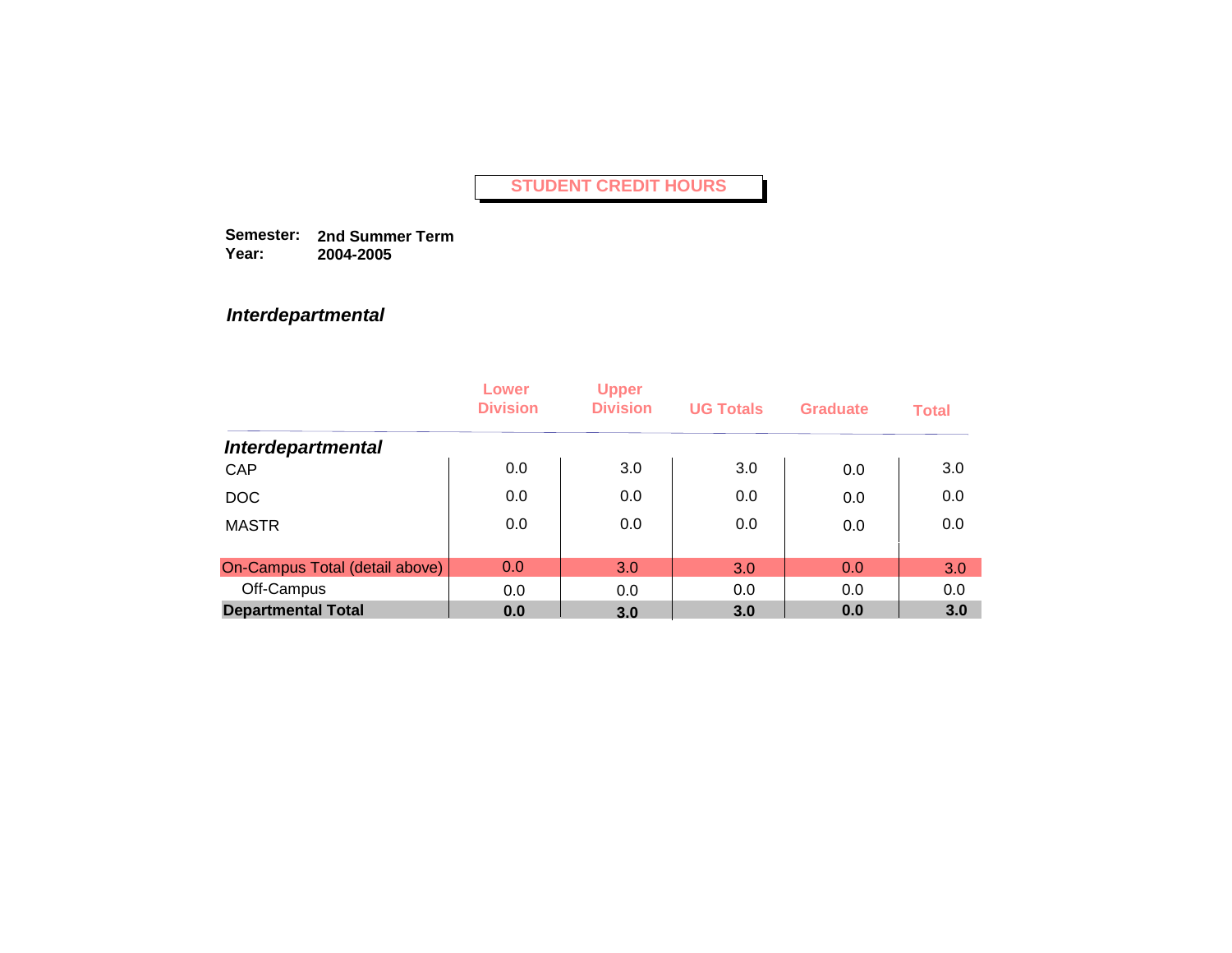# STUDENT CREDIT HOURS

**Semester:** **2nd Summer Term**
**Year:** **2004-2005**

### *Interdepartmental*

| | Lower Division | Upper Division | UG Totals | Graduate | Total |
|---|---|---|---|---|---|
| ***Interdepartmental*** | | | | | |
| CAP | 0.0 | 3.0 | 3.0 | 0.0 | 3.0 |
| DOC | 0.0 | 0.0 | 0.0 | 0.0 | 0.0 |
| MASTR | 0.0 | 0.0 | 0.0 | 0.0 | 0.0 |
| On-Campus Total (detail above) | 0.0 | 3.0 | 3.0 | 0.0 | 3.0 |
| Off-Campus | 0.0 | 0.0 | 0.0 | 0.0 | 0.0 |
| **Departmental Total** | **0.0** | **3.0** | **3.0** | **0.0** | **3.0** |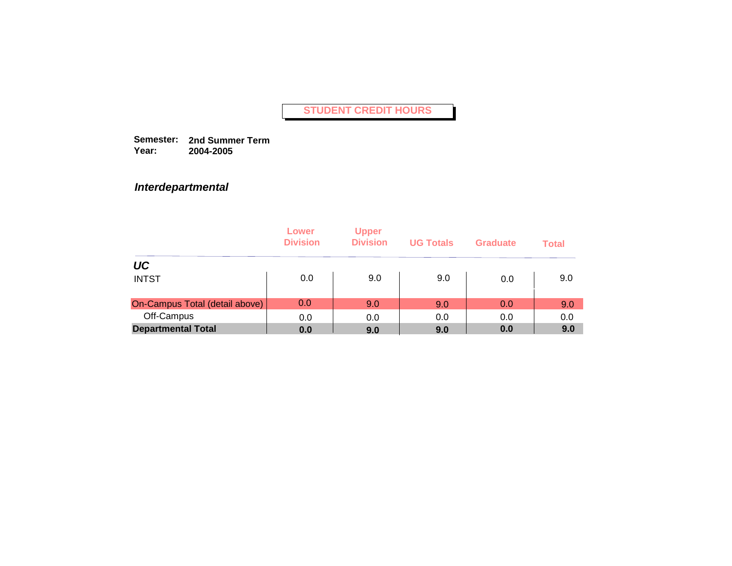# STUDENT CREDIT HOURS

**Semester:** **2nd Summer Term**
**Year:** **2004-2005**

***Interdepartmental***

| | Lower Division | Upper Division | UG Totals | Graduate | Total |
|---|---|---|---|---|---|
| ***UC*** | | | | | |
| INTST | 0.0 | 9.0 | 9.0 | 0.0 | 9.0 |
| On-Campus Total (detail above) | 0.0 | 9.0 | 9.0 | 0.0 | 9.0 |
| Off-Campus | 0.0 | 0.0 | 0.0 | 0.0 | 0.0 |
| **Departmental Total** | **0.0** | **9.0** | **9.0** | **0.0** | **9.0** |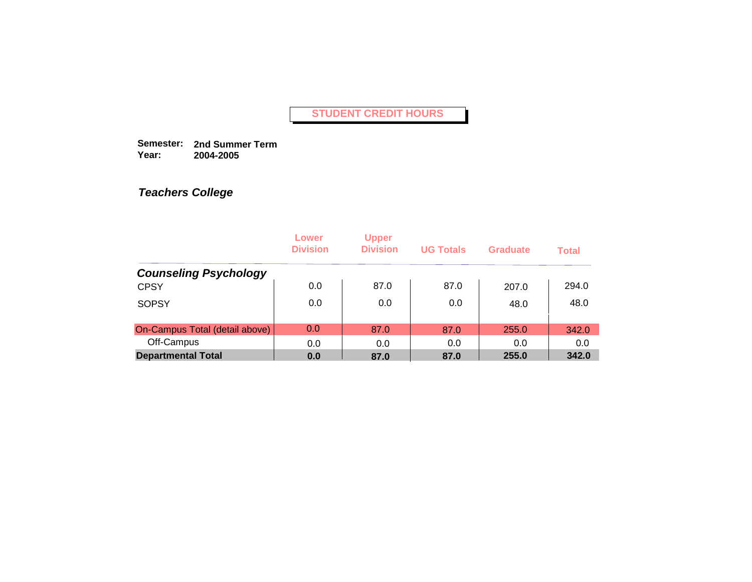# STUDENT CREDIT HOURS

**Semester:** **2nd Summer Term**
**Year:** **2004-2005**

## *Teachers College*

| | Lower Division | Upper Division | UG Totals | Graduate | Total |
|---|---|---|---|---|---|
| ***Counseling Psychology*** | | | | | |
| CPSY | 0.0 | 87.0 | 87.0 | 207.0 | 294.0 |
| SOPSY | 0.0 | 0.0 | 0.0 | 48.0 | 48.0 |
| On-Campus Total (detail above) | 0.0 | 87.0 | 87.0 | 255.0 | 342.0 |
| Off-Campus | 0.0 | 0.0 | 0.0 | 0.0 | 0.0 |
| **Departmental Total** | **0.0** | **87.0** | **87.0** | **255.0** | **342.0** |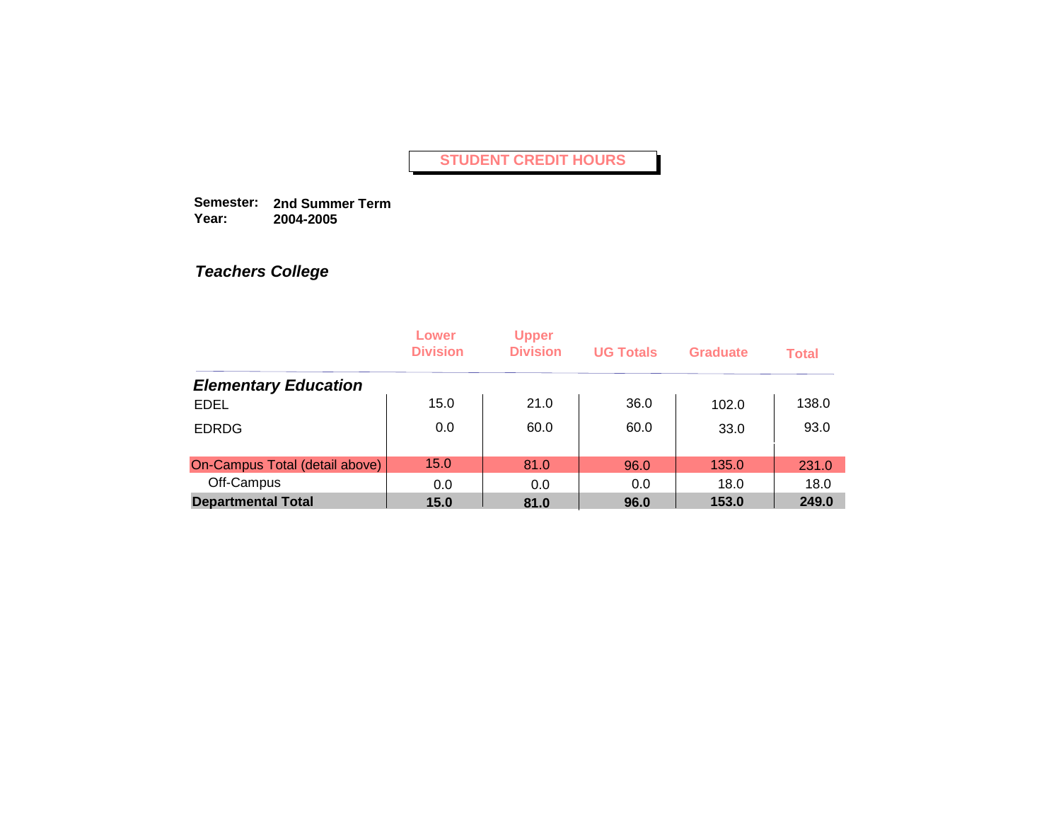# STUDENT CREDIT HOURS

**Semester:** **2nd Summer Term**
**Year:** **2004-2005**

## *Teachers College*

| | Lower Division | Upper Division | UG Totals | Graduate | Total |
|---|---|---|---|---|---|
| ***Elementary Education*** | | | | | |
| EDEL | 15.0 | 21.0 | 36.0 | 102.0 | 138.0 |
| EDRDG | 0.0 | 60.0 | 60.0 | 33.0 | 93.0 |
| On-Campus Total (detail above) | 15.0 | 81.0 | 96.0 | 135.0 | 231.0 |
| Off-Campus | 0.0 | 0.0 | 0.0 | 18.0 | 18.0 |
| **Departmental Total** | **15.0** | **81.0** | **96.0** | **153.0** | **249.0** |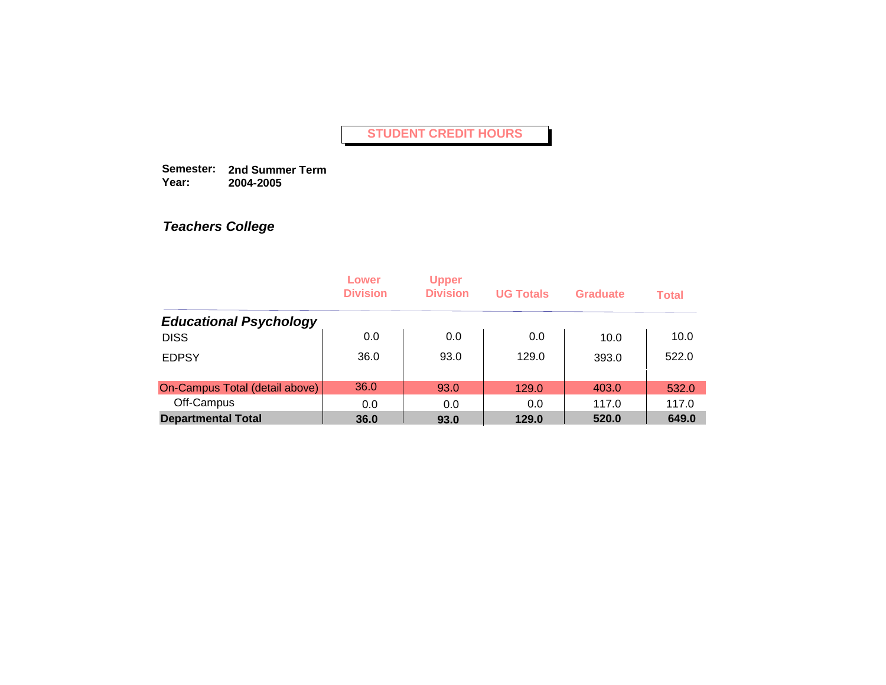# STUDENT CREDIT HOURS

**Semester:** **2nd Summer Term**
**Year:** **2004-2005**

## *Teachers College*

| | Lower Division | Upper Division | UG Totals | Graduate | Total |
|---|---|---|---|---|---|
| ***Educational Psychology*** | | | | | |
| DISS | 0.0 | 0.0 | 0.0 | 10.0 | 10.0 |
| EDPSY | 36.0 | 93.0 | 129.0 | 393.0 | 522.0 |
| On-Campus Total (detail above) | 36.0 | 93.0 | 129.0 | 403.0 | 532.0 |
| Off-Campus | 0.0 | 0.0 | 0.0 | 117.0 | 117.0 |
| **Departmental Total** | **36.0** | **93.0** | **129.0** | **520.0** | **649.0** |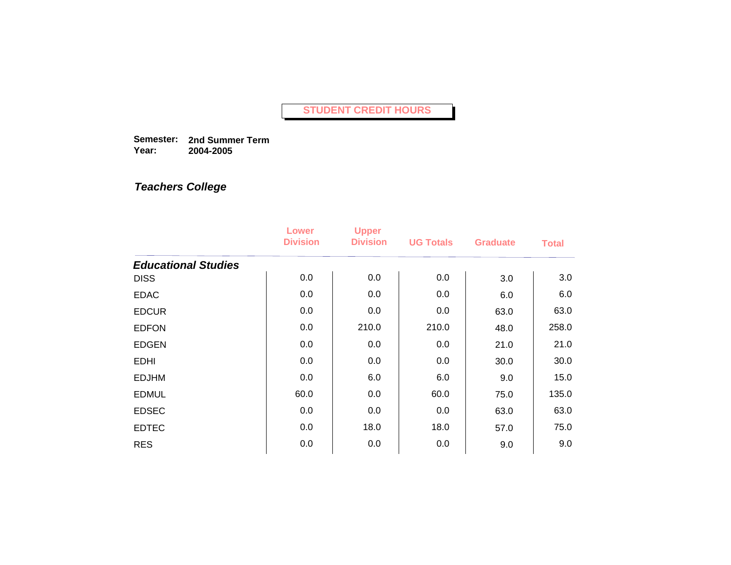# STUDENT CREDIT HOURS

**Semester:** **2nd Summer Term**
**Year:** **2004-2005**

## *Teachers College*

| | Lower Division | Upper Division | UG Totals | Graduate | Total |
|---|---|---|---|---|---|
| ***Educational Studies*** | | | | | |
| DISS | 0.0 | 0.0 | 0.0 | 3.0 | 3.0 |
| EDAC | 0.0 | 0.0 | 0.0 | 6.0 | 6.0 |
| EDCUR | 0.0 | 0.0 | 0.0 | 63.0 | 63.0 |
| EDFON | 0.0 | 210.0 | 210.0 | 48.0 | 258.0 |
| EDGEN | 0.0 | 0.0 | 0.0 | 21.0 | 21.0 |
| EDHI | 0.0 | 0.0 | 0.0 | 30.0 | 30.0 |
| EDJHM | 0.0 | 6.0 | 6.0 | 9.0 | 15.0 |
| EDMUL | 60.0 | 0.0 | 60.0 | 75.0 | 135.0 |
| EDSEC | 0.0 | 0.0 | 0.0 | 63.0 | 63.0 |
| EDTEC | 0.0 | 18.0 | 18.0 | 57.0 | 75.0 |
| RES | 0.0 | 0.0 | 0.0 | 9.0 | 9.0 |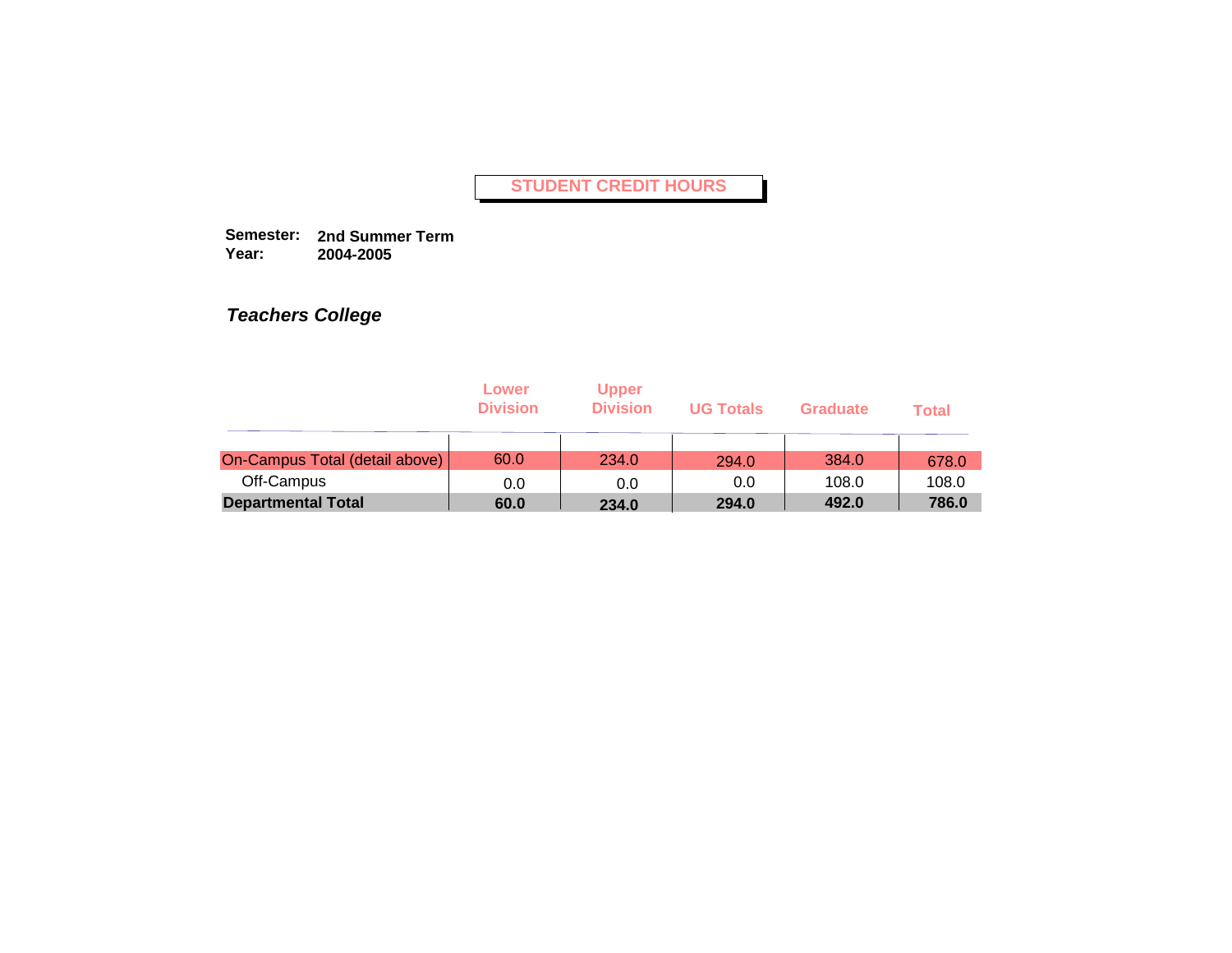# STUDENT CREDIT HOURS

**Semester:** **2nd Summer Term**
**Year:** **2004-2005**

***Teachers College***

| | Lower Division | Upper Division | UG Totals | Graduate | Total |
|---|---|---|---|---|---|
| On-Campus Total (detail above) | 60.0 | 234.0 | 294.0 | 384.0 | 678.0 |
| Off-Campus | 0.0 | 0.0 | 0.0 | 108.0 | 108.0 |
| **Departmental Total** | **60.0** | **234.0** | **294.0** | **492.0** | **786.0** |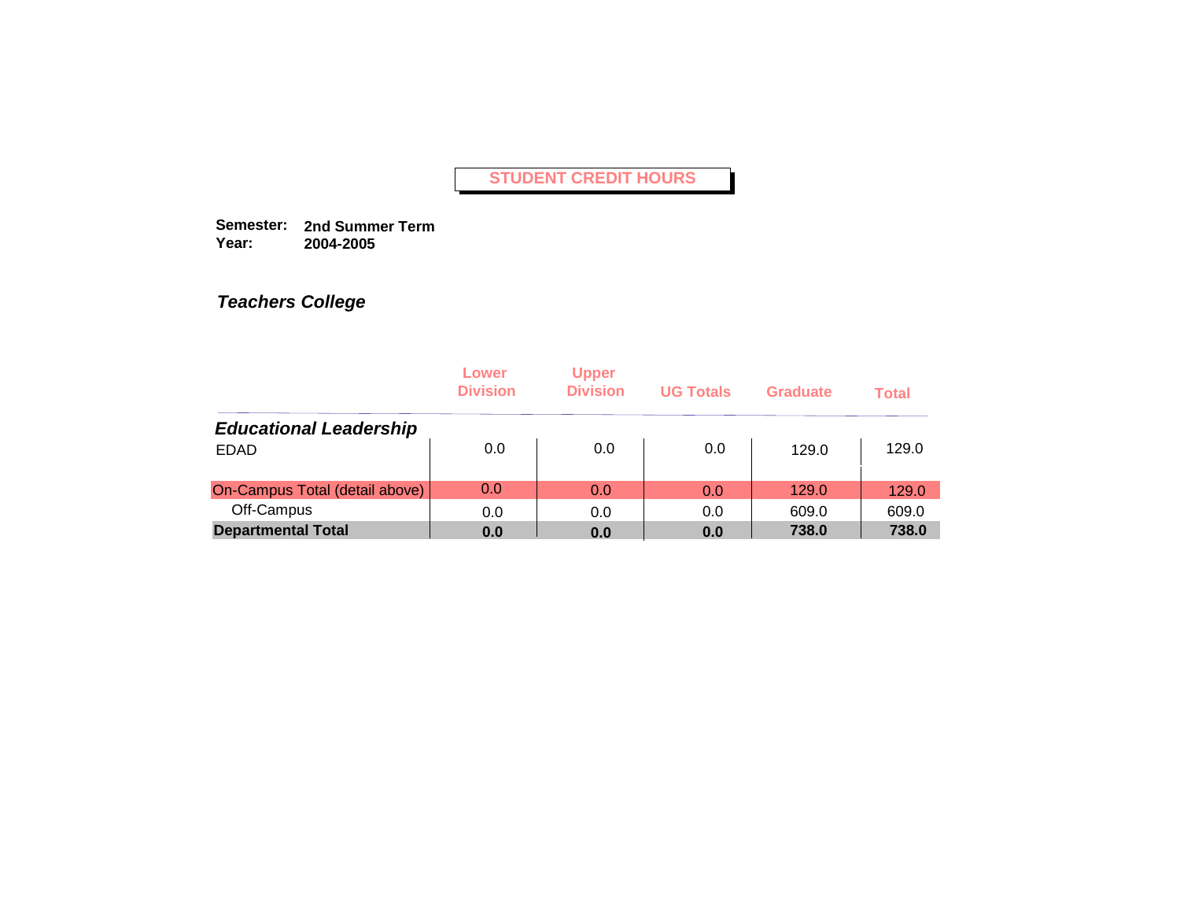# STUDENT CREDIT HOURS

**Semester:** **2nd Summer Term**
**Year:** **2004-2005**

## *Teachers College*

| | Lower Division | Upper Division | UG Totals | Graduate | Total |
|---|---|---|---|---|---|
| ***Educational Leadership*** | | | | | |
| EDAD | 0.0 | 0.0 | 0.0 | 129.0 | 129.0 |
| On-Campus Total (detail above) | 0.0 | 0.0 | 0.0 | 129.0 | 129.0 |
| Off-Campus | 0.0 | 0.0 | 0.0 | 609.0 | 609.0 |
| **Departmental Total** | **0.0** | **0.0** | **0.0** | **738.0** | **738.0** |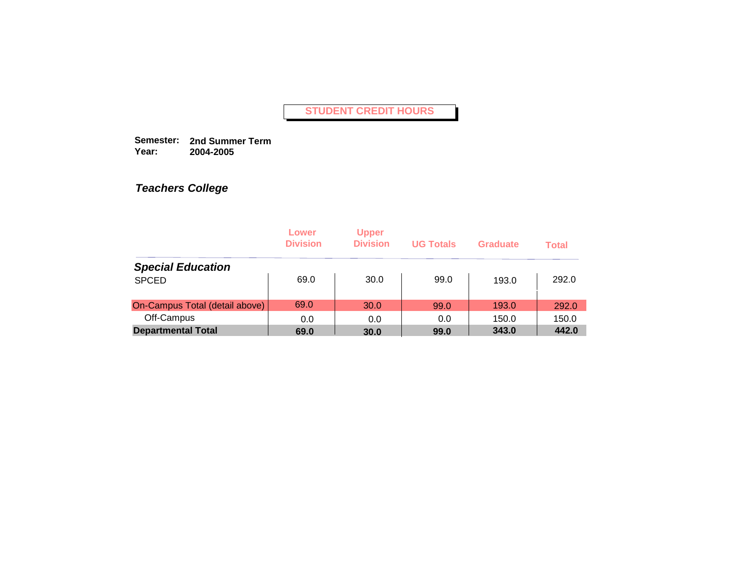# STUDENT CREDIT HOURS

**Semester:** **2nd Summer Term**
**Year:** **2004-2005**

## *Teachers College*

| | Lower Division | Upper Division | UG Totals | Graduate | Total |
|---|---|---|---|---|---|
| ***Special Education*** | | | | | |
| SPCED | 69.0 | 30.0 | 99.0 | 193.0 | 292.0 |
| On-Campus Total (detail above) | 69.0 | 30.0 | 99.0 | 193.0 | 292.0 |
| Off-Campus | 0.0 | 0.0 | 0.0 | 150.0 | 150.0 |
| **Departmental Total** | **69.0** | **30.0** | **99.0** | **343.0** | **442.0** |